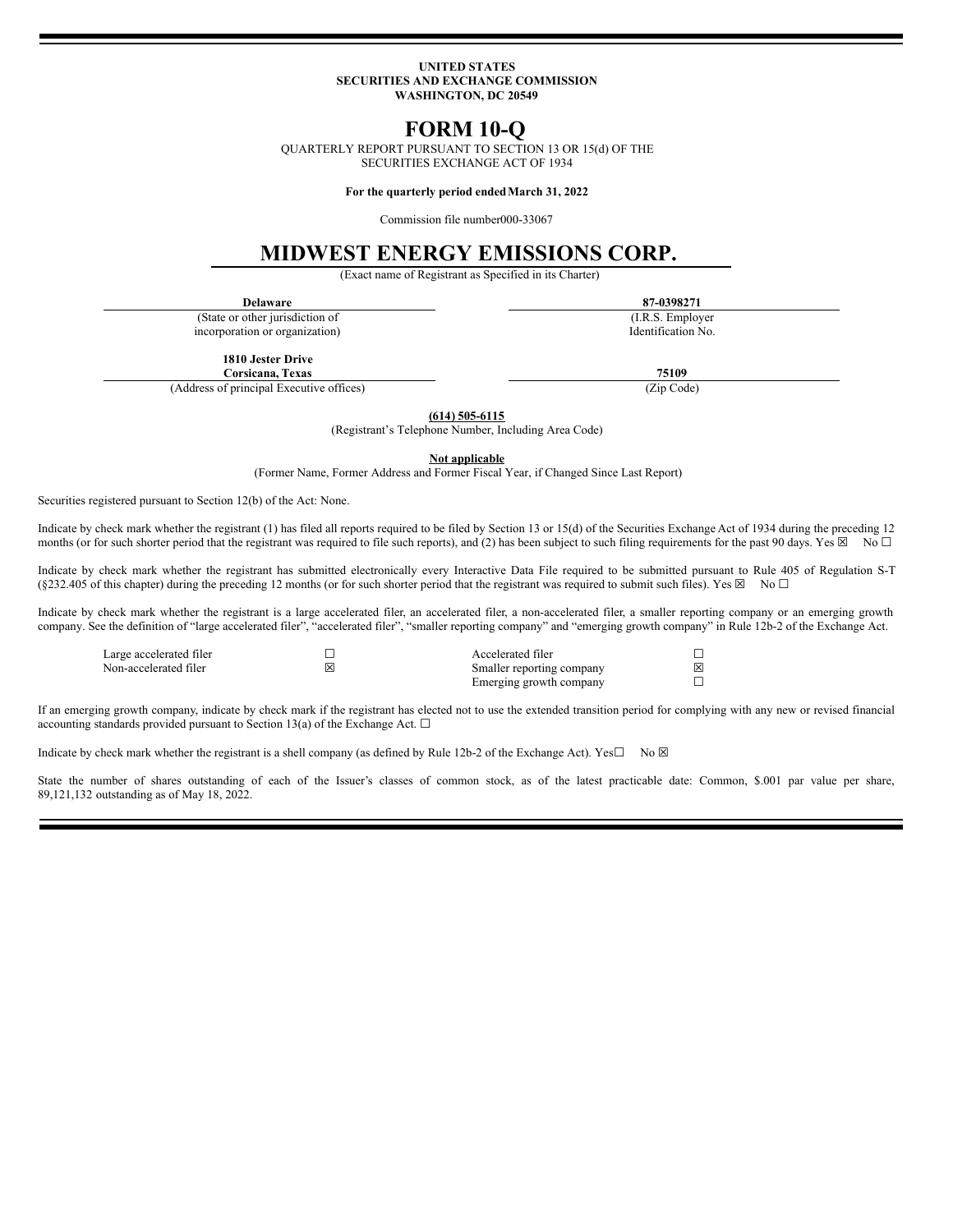**UNITED STATES**
**SECURITIES AND EXCHANGE COMMISSION**
**WASHINGTON, DC 20549**

# FORM 10-Q

QUARTERLY REPORT PURSUANT TO SECTION 13 OR 15(d) OF THE SECURITIES EXCHANGE ACT OF 1934

**For the quarterly period ended March 31, 2022**

Commission file number 000-33067

# MIDWEST ENERGY EMISSIONS CORP.

(Exact name of Registrant as Specified in its Charter)

| **Delaware** | **87-0398271** |
|---|---|
| (State or other jurisdiction of incorporation or organization) | (I.R.S. Employer Identification No. |
| **1810 Jester Drive Corsicana, Texas** | **75109** |
| (Address of principal Executive offices) | (Zip Code) |

**(614) 505-6115**
(Registrant's Telephone Number, Including Area Code)

**Not applicable**
(Former Name, Former Address and Former Fiscal Year, if Changed Since Last Report)

Securities registered pursuant to Section 12(b) of the Act: None.

Indicate by check mark whether the registrant (1) has filed all reports required to be filed by Section 13 or 15(d) of the Securities Exchange Act of 1934 during the preceding 12 months (or for such shorter period that the registrant was required to file such reports), and (2) has been subject to such filing requirements for the past 90 days. Yes ☒ No ☐

Indicate by check mark whether the registrant has submitted electronically every Interactive Data File required to be submitted pursuant to Rule 405 of Regulation S-T (§232.405 of this chapter) during the preceding 12 months (or for such shorter period that the registrant was required to submit such files). Yes ☒ No ☐

Indicate by check mark whether the registrant is a large accelerated filer, an accelerated filer, a non-accelerated filer, a smaller reporting company or an emerging growth company. See the definition of "large accelerated filer", "accelerated filer", "smaller reporting company" and "emerging growth company" in Rule 12b-2 of the Exchange Act.

| | | | |
|---|---|---|---|
| Large accelerated filer | ☐ | Accelerated filer | ☐ |
| Non-accelerated filer | ☒ | Smaller reporting company | ☒ |
| | | Emerging growth company | ☐ |

If an emerging growth company, indicate by check mark if the registrant has elected not to use the extended transition period for complying with any new or revised financial accounting standards provided pursuant to Section 13(a) of the Exchange Act. ☐

Indicate by check mark whether the registrant is a shell company (as defined by Rule 12b-2 of the Exchange Act). Yes☐ No ☒

State the number of shares outstanding of each of the Issuer's classes of common stock, as of the latest practicable date: Common, $.001 par value per share, 89,121,132 outstanding as of May 18, 2022.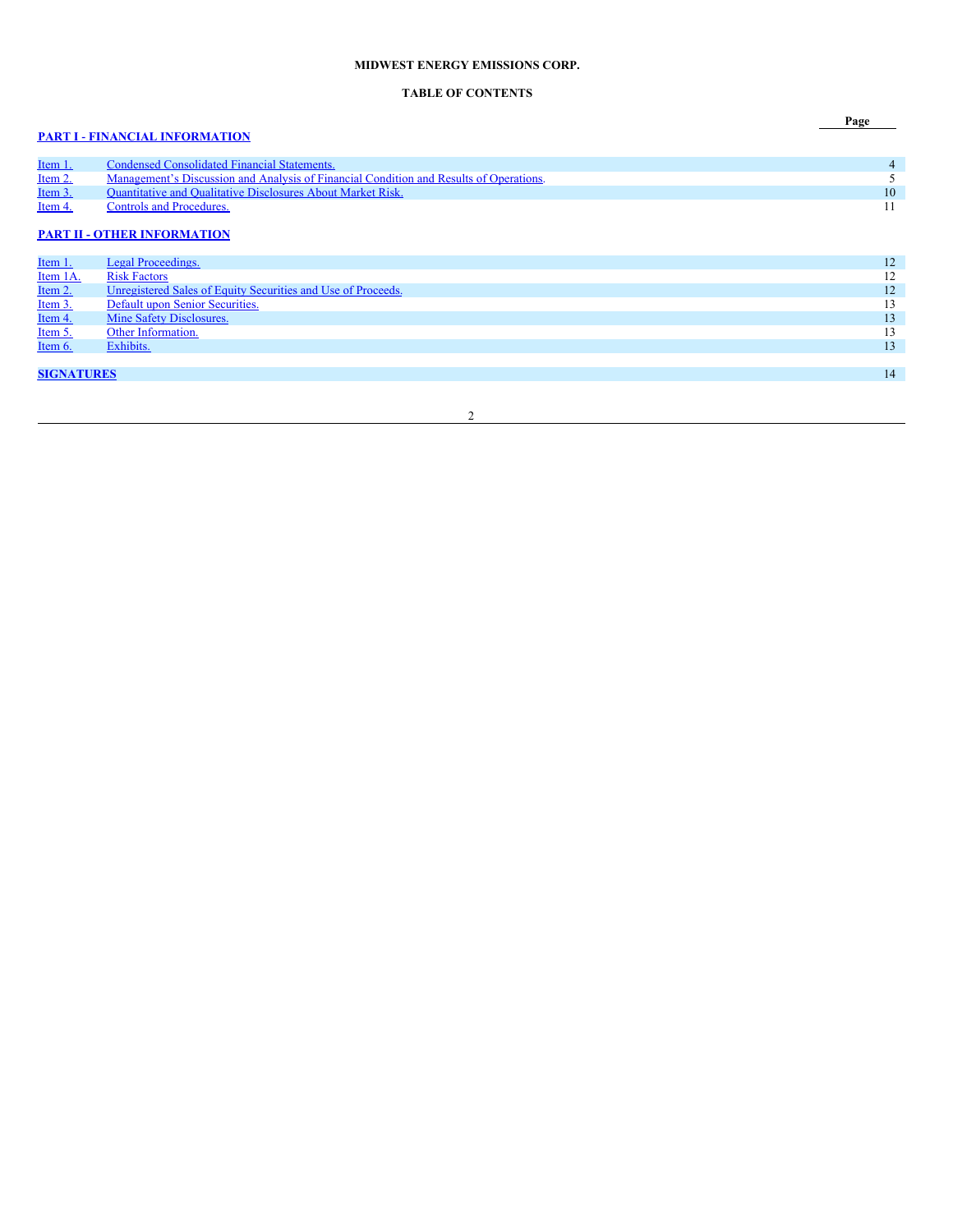**MIDWEST ENERGY EMISSIONS CORP.**

**TABLE OF CONTENTS**

| | | Page |
|---|---|---|
| **PART I - FINANCIAL INFORMATION** | | |
| Item 1. | Condensed Consolidated Financial Statements. | 4 |
| Item 2. | Management's Discussion and Analysis of Financial Condition and Results of Operations. | 5 |
| Item 3. | Quantitative and Qualitative Disclosures About Market Risk. | 10 |
| Item 4. | Controls and Procedures. | 11 |
| **PART II - OTHER INFORMATION** | | |
| Item 1. | Legal Proceedings. | 12 |
| Item 1A. | Risk Factors | 12 |
| Item 2. | Unregistered Sales of Equity Securities and Use of Proceeds. | 12 |
| Item 3. | Default upon Senior Securities. | 13 |
| Item 4. | Mine Safety Disclosures. | 13 |
| Item 5. | Other Information. | 13 |
| Item 6. | Exhibits. | 13 |
| **SIGNATURES** | | 14 |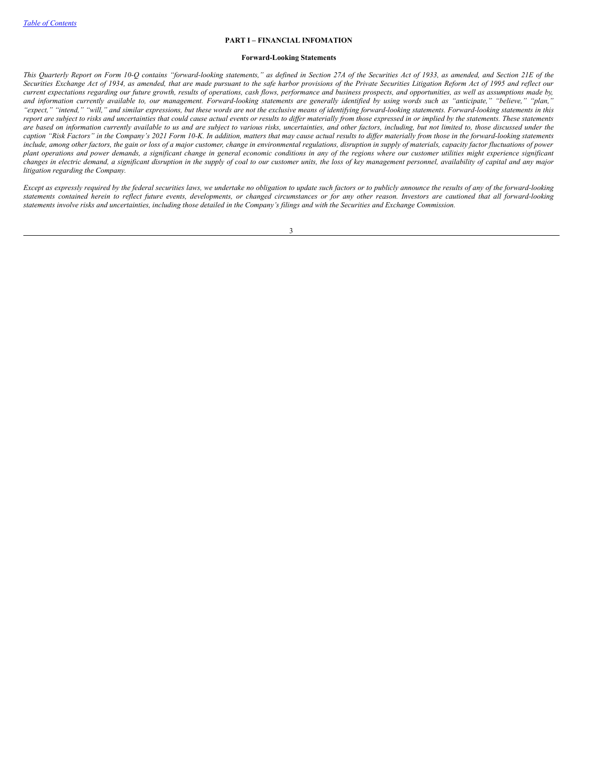## PART I – FINANCIAL INFOMATION

### Forward-Looking Statements

*This Quarterly Report on Form 10-Q contains "forward-looking statements," as defined in Section 27A of the Securities Act of 1933, as amended, and Section 21E of the Securities Exchange Act of 1934, as amended, that are made pursuant to the safe harbor provisions of the Private Securities Litigation Reform Act of 1995 and reflect our current expectations regarding our future growth, results of operations, cash flows, performance and business prospects, and opportunities, as well as assumptions made by, and information currently available to, our management. Forward-looking statements are generally identified by using words such as "anticipate," "believe," "plan," "expect," "intend," "will," and similar expressions, but these words are not the exclusive means of identifying forward-looking statements. Forward-looking statements in this report are subject to risks and uncertainties that could cause actual events or results to differ materially from those expressed in or implied by the statements. These statements are based on information currently available to us and are subject to various risks, uncertainties, and other factors, including, but not limited to, those discussed under the caption "Risk Factors" in the Company's 2021 Form 10-K. In addition, matters that may cause actual results to differ materially from those in the forward-looking statements include, among other factors, the gain or loss of a major customer, change in environmental regulations, disruption in supply of materials, capacity factor fluctuations of power plant operations and power demands, a significant change in general economic conditions in any of the regions where our customer utilities might experience significant changes in electric demand, a significant disruption in the supply of coal to our customer units, the loss of key management personnel, availability of capital and any major litigation regarding the Company.*

*Except as expressly required by the federal securities laws, we undertake no obligation to update such factors or to publicly announce the results of any of the forward-looking statements contained herein to reflect future events, developments, or changed circumstances or for any other reason. Investors are cautioned that all forward-looking statements involve risks and uncertainties, including those detailed in the Company's filings and with the Securities and Exchange Commission.*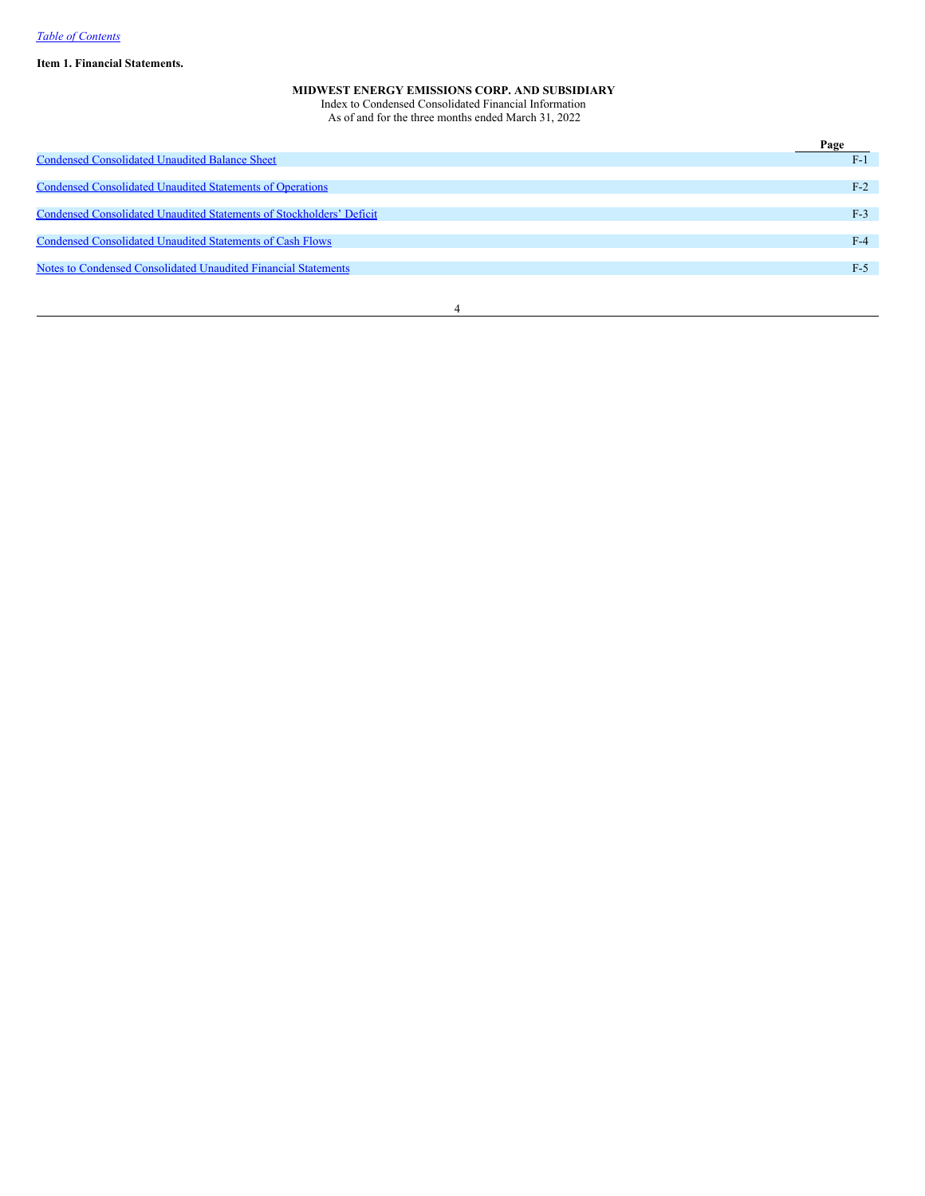**Item 1. Financial Statements.**

**MIDWEST ENERGY EMISSIONS CORP. AND SUBSIDIARY**

Index to Condensed Consolidated Financial Information

As of and for the three months ended March 31, 2022

| | Page |
|---|---|
| Condensed Consolidated Unaudited Balance Sheet | F-1 |
| Condensed Consolidated Unaudited Statements of Operations | F-2 |
| Condensed Consolidated Unaudited Statements of Stockholders' Deficit | F-3 |
| Condensed Consolidated Unaudited Statements of Cash Flows | F-4 |
| Notes to Condensed Consolidated Unaudited Financial Statements | F-5 |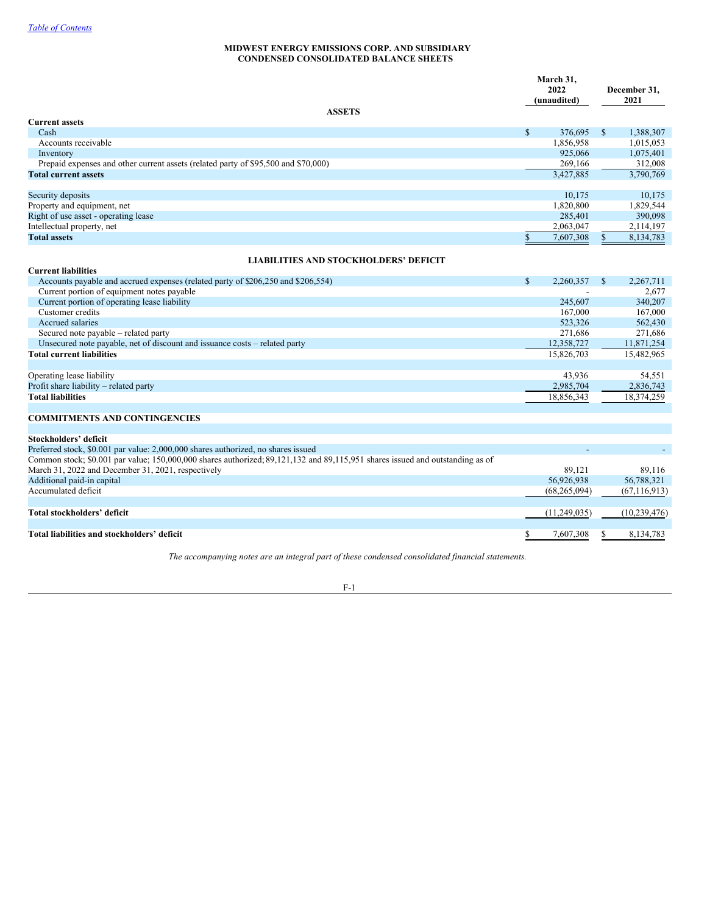[Table of Contents](#)

**MIDWEST ENERGY EMISSIONS CORP. AND SUBSIDIARY**
**CONDENSED CONSOLIDATED BALANCE SHEETS**

| | March 31, 2022 (unaudited) | December 31, 2021 |
|---|---|---|
| **ASSETS** | | |
| **Current assets** | | |
| Cash | $ 376,695 | $ 1,388,307 |
| Accounts receivable | 1,856,958 | 1,015,053 |
| Inventory | 925,066 | 1,075,401 |
| Prepaid expenses and other current assets (related party of $95,500 and $70,000) | 269,166 | 312,008 |
| **Total current assets** | 3,427,885 | 3,790,769 |
| | | |
| Security deposits | 10,175 | 10,175 |
| Property and equipment, net | 1,820,800 | 1,829,544 |
| Right of use asset - operating lease | 285,401 | 390,098 |
| Intellectual property, net | 2,063,047 | 2,114,197 |
| **Total assets** | $ 7,607,308 | $ 8,134,783 |
| | | |
| **LIABILITIES AND STOCKHOLDERS' DEFICIT** | | |
| **Current liabilities** | | |
| Accounts payable and accrued expenses (related party of $206,250 and $206,554) | $ 2,260,357 | $ 2,267,711 |
| Current portion of equipment notes payable | - | 2,677 |
| Current portion of operating lease liability | 245,607 | 340,207 |
| Customer credits | 167,000 | 167,000 |
| Accrued salaries | 523,326 | 562,430 |
| Secured note payable – related party | 271,686 | 271,686 |
| Unsecured note payable, net of discount and issuance costs – related party | 12,358,727 | 11,871,254 |
| **Total current liabilities** | 15,826,703 | 15,482,965 |
| | | |
| Operating lease liability | 43,936 | 54,551 |
| Profit share liability – related party | 2,985,704 | 2,836,743 |
| **Total liabilities** | 18,856,343 | 18,374,259 |
| | | |
| **COMMITMENTS AND CONTINGENCIES** | | |
| | | |
| **Stockholders' deficit** | | |
| Preferred stock, $0.001 par value: 2,000,000 shares authorized, no shares issued | - | - |
| Common stock; $0.001 par value; 150,000,000 shares authorized; 89,121,132 and 89,115,951 shares issued and outstanding as of March 31, 2022 and December 31, 2021, respectively | 89,121 | 89,116 |
| Additional paid-in capital | 56,926,938 | 56,788,321 |
| Accumulated deficit | (68,265,094) | (67,116,913) |
| | | |
| **Total stockholders' deficit** | (11,249,035) | (10,239,476) |
| | | |
| **Total liabilities and stockholders' deficit** | $ 7,607,308 | $ 8,134,783 |

*The accompanying notes are an integral part of these condensed consolidated financial statements.*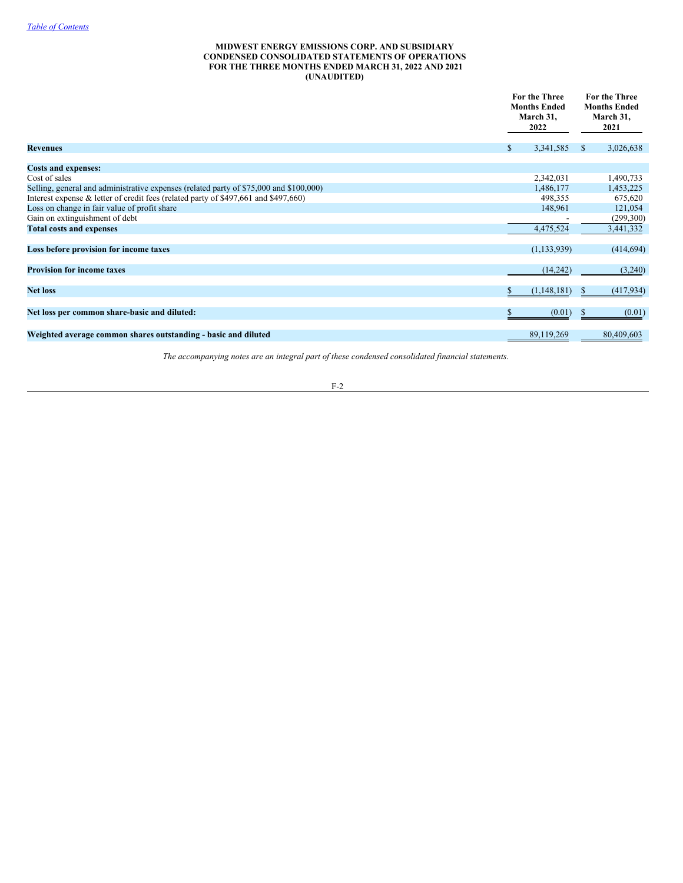**MIDWEST ENERGY EMISSIONS CORP. AND SUBSIDIARY**
**CONDENSED CONSOLIDATED STATEMENTS OF OPERATIONS**
**FOR THE THREE MONTHS ENDED MARCH 31, 2022 AND 2021**
**(UNAUDITED)**

| | For the Three Months Ended March 31, 2022 | For the Three Months Ended March 31, 2021 |
|---|---|---|
| **Revenues** | $ 3,341,585 | $ 3,026,638 |
| | | |
| **Costs and expenses:** | | |
| Cost of sales | 2,342,031 | 1,490,733 |
| Selling, general and administrative expenses (related party of $75,000 and $100,000) | 1,486,177 | 1,453,225 |
| Interest expense & letter of credit fees (related party of $497,661 and $497,660) | 498,355 | 675,620 |
| Loss on change in fair value of profit share | 148,961 | 121,054 |
| Gain on extinguishment of debt | - | (299,300) |
| **Total costs and expenses** | 4,475,524 | 3,441,332 |
| | | |
| **Loss before provision for income taxes** | (1,133,939) | (414,694) |
| | | |
| **Provision for income taxes** | (14,242) | (3,240) |
| | | |
| **Net loss** | $ (1,148,181) | $ (417,934) |
| | | |
| **Net loss per common share-basic and diluted:** | $ (0.01) | $ (0.01) |
| | | |
| **Weighted average common shares outstanding - basic and diluted** | 89,119,269 | 80,409,603 |

*The accompanying notes are an integral part of these condensed consolidated financial statements.*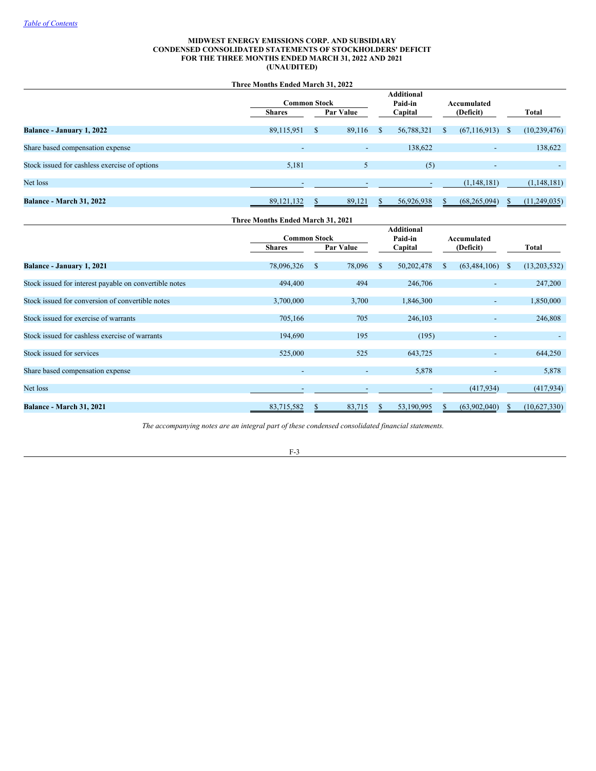[Table of Contents](#)

**MIDWEST ENERGY EMISSIONS CORP. AND SUBSIDIARY**
**CONDENSED CONSOLIDATED STATEMENTS OF STOCKHOLDERS' DEFICIT**
**FOR THE THREE MONTHS ENDED MARCH 31, 2022 AND 2021**
**(UNAUDITED)**

**Three Months Ended March 31, 2022**

| | Common Stock | | Additional Paid-in | Accumulated | |
|---|---|---|---|---|---|
| | Shares | Par Value | Capital | (Deficit) | Total |
| **Balance - January 1, 2022** | 89,115,951 | $ 89,116 | $ 56,788,321 | $ (67,116,913) | $ (10,239,476) |
| Share based compensation expense | - | - | 138,622 | - | 138,622 |
| Stock issued for cashless exercise of options | 5,181 | 5 | (5) | - | - |
| Net loss | - | - | - | (1,148,181) | (1,148,181) |
| **Balance - March 31, 2022** | 89,121,132 | $ 89,121 | $ 56,926,938 | $ (68,265,094) | $ (11,249,035) |

**Three Months Ended March 31, 2021**

| | Common Stock | | Additional Paid-in | Accumulated | |
|---|---|---|---|---|---|
| | Shares | Par Value | Capital | (Deficit) | Total |
| **Balance - January 1, 2021** | 78,096,326 | $ 78,096 | $ 50,202,478 | $ (63,484,106) | $ (13,203,532) |
| Stock issued for interest payable on convertible notes | 494,400 | 494 | 246,706 | - | 247,200 |
| Stock issued for conversion of convertible notes | 3,700,000 | 3,700 | 1,846,300 | - | 1,850,000 |
| Stock issued for exercise of warrants | 705,166 | 705 | 246,103 | - | 246,808 |
| Stock issued for cashless exercise of warrants | 194,690 | 195 | (195) | - | - |
| Stock issued for services | 525,000 | 525 | 643,725 | - | 644,250 |
| Share based compensation expense | - | - | 5,878 | - | 5,878 |
| Net loss | - | - | - | (417,934) | (417,934) |
| **Balance - March 31, 2021** | 83,715,582 | $ 83,715 | $ 53,190,995 | $ (63,902,040) | $ (10,627,330) |

*The accompanying notes are an integral part of these condensed consolidated financial statements.*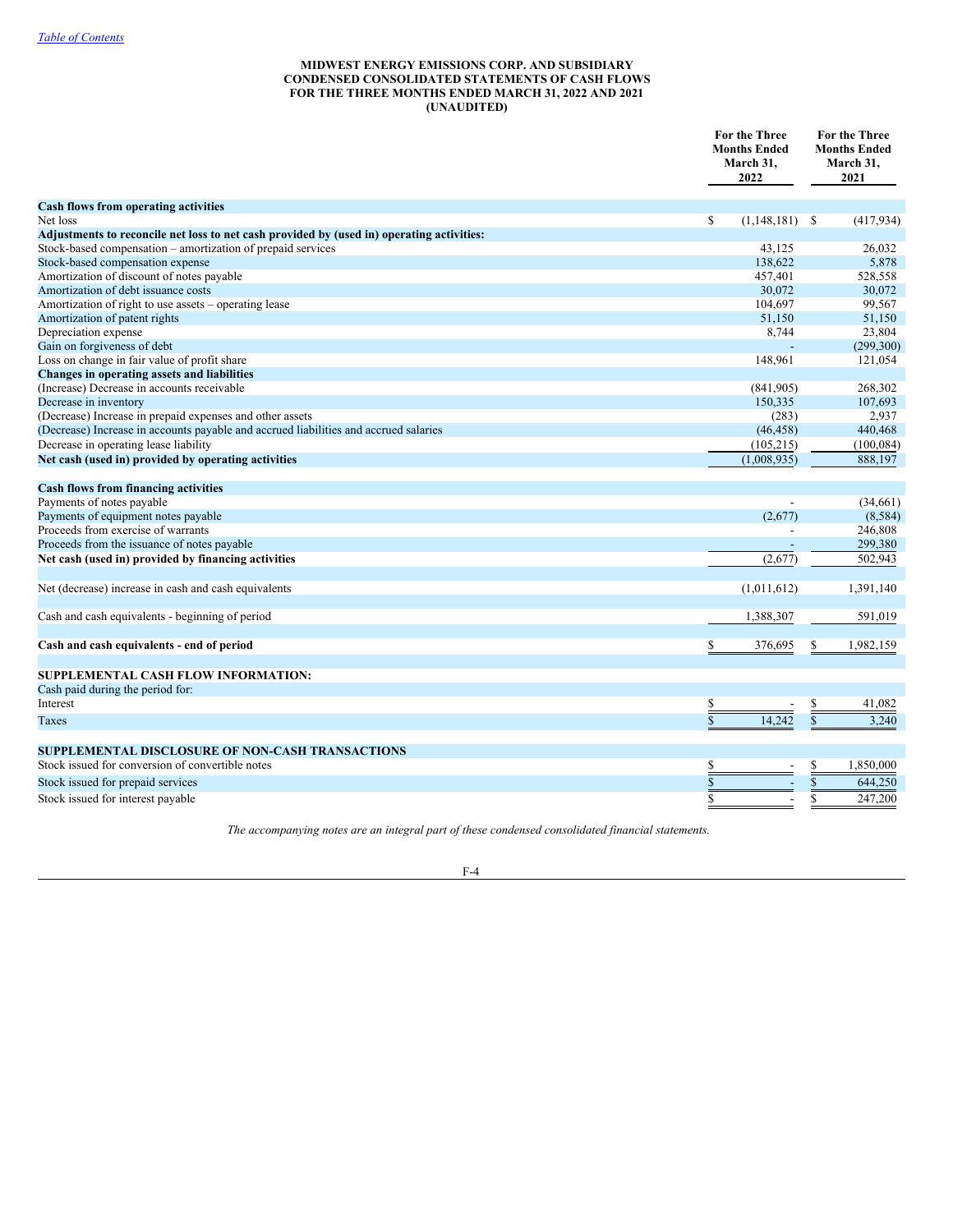MIDWEST ENERGY EMISSIONS CORP. AND SUBSIDIARY
CONDENSED CONSOLIDATED STATEMENTS OF CASH FLOWS
FOR THE THREE MONTHS ENDED MARCH 31, 2022 AND 2021
(UNAUDITED)

| | For the Three Months Ended March 31, 2022 | For the Three Months Ended March 31, 2021 |
|---|---|---|
| **Cash flows from operating activities** | | |
| Net loss | $ (1,148,181) | $ (417,934) |
| **Adjustments to reconcile net loss to net cash provided by (used in) operating activities:** | | |
| Stock-based compensation – amortization of prepaid services | 43,125 | 26,032 |
| Stock-based compensation expense | 138,622 | 5,878 |
| Amortization of discount of notes payable | 457,401 | 528,558 |
| Amortization of debt issuance costs | 30,072 | 30,072 |
| Amortization of right to use assets – operating lease | 104,697 | 99,567 |
| Amortization of patent rights | 51,150 | 51,150 |
| Depreciation expense | 8,744 | 23,804 |
| Gain on forgiveness of debt | - | (299,300) |
| Loss on change in fair value of profit share | 148,961 | 121,054 |
| **Changes in operating assets and liabilities** | | |
| (Increase) Decrease in accounts receivable | (841,905) | 268,302 |
| Decrease in inventory | 150,335 | 107,693 |
| (Decrease) Increase in prepaid expenses and other assets | (283) | 2,937 |
| (Decrease) Increase in accounts payable and accrued liabilities and accrued salaries | (46,458) | 440,468 |
| Decrease in operating lease liability | (105,215) | (100,084) |
| **Net cash (used in) provided by operating activities** | (1,008,935) | 888,197 |
| | | |
| **Cash flows from financing activities** | | |
| Payments of notes payable | - | (34,661) |
| Payments of equipment notes payable | (2,677) | (8,584) |
| Proceeds from exercise of warrants | - | 246,808 |
| Proceeds from the issuance of notes payable | - | 299,380 |
| **Net cash (used in) provided by financing activities** | (2,677) | 502,943 |
| | | |
| Net (decrease) increase in cash and cash equivalents | (1,011,612) | 1,391,140 |
| | | |
| Cash and cash equivalents - beginning of period | 1,388,307 | 591,019 |
| | | |
| **Cash and cash equivalents - end of period** | $ 376,695 | $ 1,982,159 |
| | | |
| **SUPPLEMENTAL CASH FLOW INFORMATION:** | | |
| Cash paid during the period for: | | |
| Interest | $ - | $ 41,082 |
| Taxes | $ 14,242 | $ 3,240 |
| | | |
| **SUPPLEMENTAL DISCLOSURE OF NON-CASH TRANSACTIONS** | | |
| Stock issued for conversion of convertible notes | $ - | $ 1,850,000 |
| Stock issued for prepaid services | $ - | $ 644,250 |
| Stock issued for interest payable | $ - | $ 247,200 |

*The accompanying notes are an integral part of these condensed consolidated financial statements.*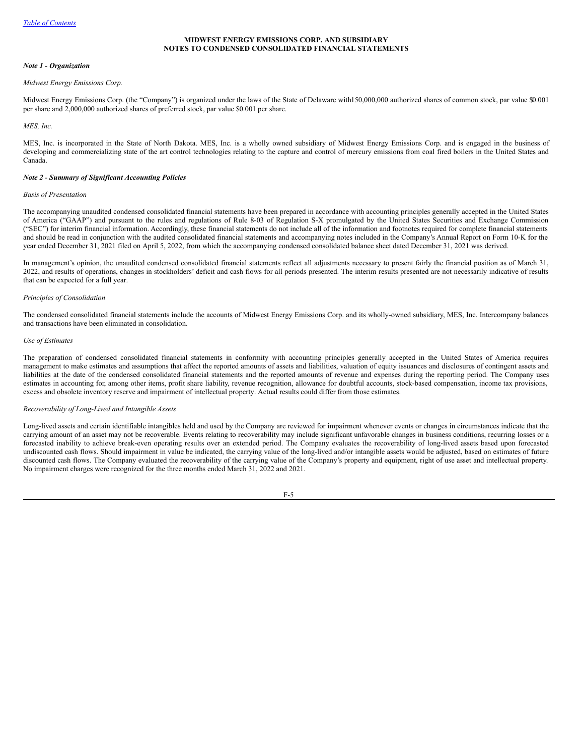**MIDWEST ENERGY EMISSIONS CORP. AND SUBSIDIARY**
**NOTES TO CONDENSED CONSOLIDATED FINANCIAL STATEMENTS**

***Note 1 - Organization***

*Midwest Energy Emissions Corp.*

Midwest Energy Emissions Corp. (the "Company") is organized under the laws of the State of Delaware with150,000,000 authorized shares of common stock, par value $0.001 per share and 2,000,000 authorized shares of preferred stock, par value $0.001 per share.

*MES, Inc.*

MES, Inc. is incorporated in the State of North Dakota. MES, Inc. is a wholly owned subsidiary of Midwest Energy Emissions Corp. and is engaged in the business of developing and commercializing state of the art control technologies relating to the capture and control of mercury emissions from coal fired boilers in the United States and Canada.

***Note 2 - Summary of Significant Accounting Policies***

*Basis of Presentation*

The accompanying unaudited condensed consolidated financial statements have been prepared in accordance with accounting principles generally accepted in the United States of America ("GAAP") and pursuant to the rules and regulations of Rule 8-03 of Regulation S-X promulgated by the United States Securities and Exchange Commission ("SEC") for interim financial information. Accordingly, these financial statements do not include all of the information and footnotes required for complete financial statements and should be read in conjunction with the audited consolidated financial statements and accompanying notes included in the Company's Annual Report on Form 10-K for the year ended December 31, 2021 filed on April 5, 2022, from which the accompanying condensed consolidated balance sheet dated December 31, 2021 was derived.

In management's opinion, the unaudited condensed consolidated financial statements reflect all adjustments necessary to present fairly the financial position as of March 31, 2022, and results of operations, changes in stockholders' deficit and cash flows for all periods presented. The interim results presented are not necessarily indicative of results that can be expected for a full year.

*Principles of Consolidation*

The condensed consolidated financial statements include the accounts of Midwest Energy Emissions Corp. and its wholly-owned subsidiary, MES, Inc. Intercompany balances and transactions have been eliminated in consolidation.

*Use of Estimates*

The preparation of condensed consolidated financial statements in conformity with accounting principles generally accepted in the United States of America requires management to make estimates and assumptions that affect the reported amounts of assets and liabilities, valuation of equity issuances and disclosures of contingent assets and liabilities at the date of the condensed consolidated financial statements and the reported amounts of revenue and expenses during the reporting period. The Company uses estimates in accounting for, among other items, profit share liability, revenue recognition, allowance for doubtful accounts, stock-based compensation, income tax provisions, excess and obsolete inventory reserve and impairment of intellectual property. Actual results could differ from those estimates.

*Recoverability of Long-Lived and Intangible Assets*

Long-lived assets and certain identifiable intangibles held and used by the Company are reviewed for impairment whenever events or changes in circumstances indicate that the carrying amount of an asset may not be recoverable. Events relating to recoverability may include significant unfavorable changes in business conditions, recurring losses or a forecasted inability to achieve break-even operating results over an extended period. The Company evaluates the recoverability of long-lived assets based upon forecasted undiscounted cash flows. Should impairment in value be indicated, the carrying value of the long-lived and/or intangible assets would be adjusted, based on estimates of future discounted cash flows. The Company evaluated the recoverability of the carrying value of the Company's property and equipment, right of use asset and intellectual property. No impairment charges were recognized for the three months ended March 31, 2022 and 2021.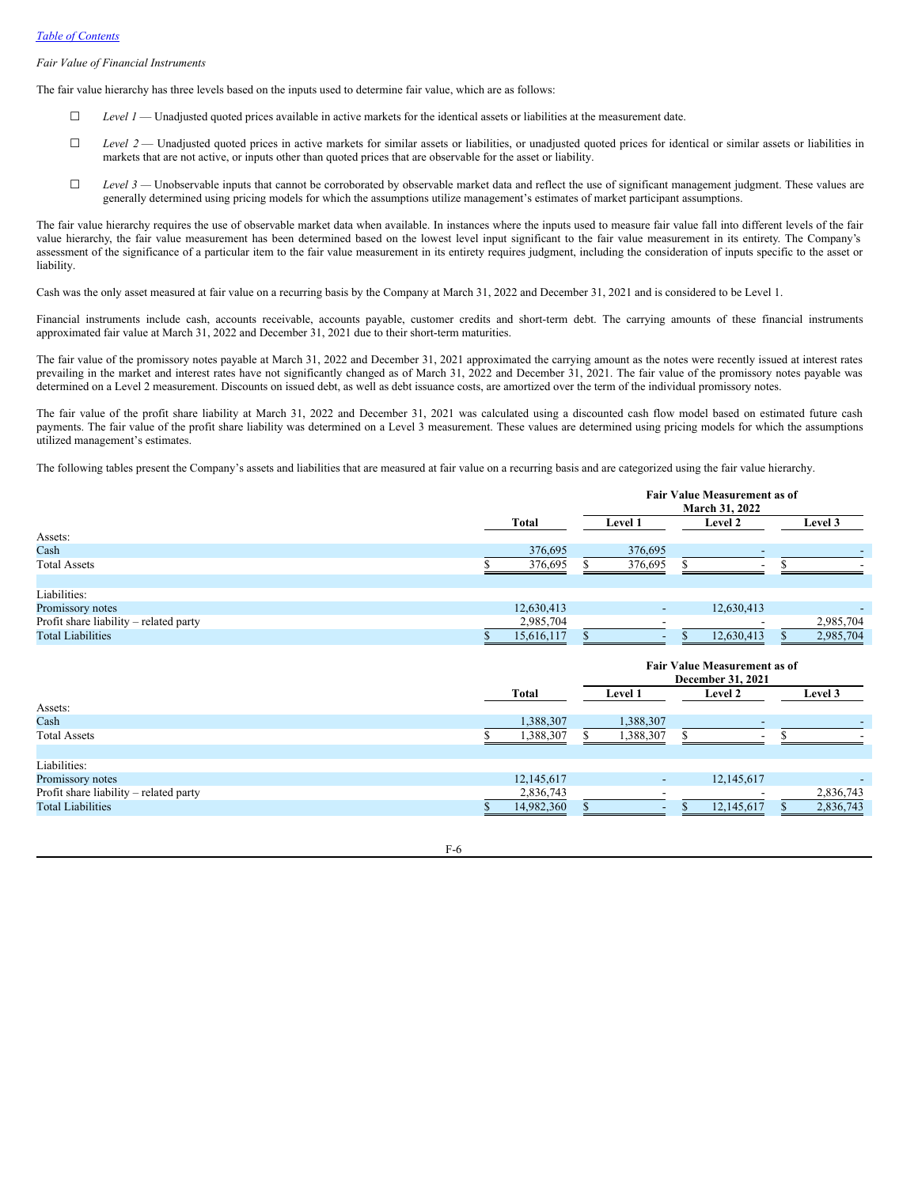*Fair Value of Financial Instruments*

The fair value hierarchy has three levels based on the inputs used to determine fair value, which are as follows:

- *Level 1* — Unadjusted quoted prices available in active markets for the identical assets or liabilities at the measurement date.
- *Level 2* — Unadjusted quoted prices in active markets for similar assets or liabilities, or unadjusted quoted prices for identical or similar assets or liabilities in markets that are not active, or inputs other than quoted prices that are observable for the asset or liability.
- *Level 3* — Unobservable inputs that cannot be corroborated by observable market data and reflect the use of significant management judgment. These values are generally determined using pricing models for which the assumptions utilize management's estimates of market participant assumptions.

The fair value hierarchy requires the use of observable market data when available. In instances where the inputs used to measure fair value fall into different levels of the fair value hierarchy, the fair value measurement has been determined based on the lowest level input significant to the fair value measurement in its entirety. The Company's assessment of the significance of a particular item to the fair value measurement in its entirety requires judgment, including the consideration of inputs specific to the asset or liability.

Cash was the only asset measured at fair value on a recurring basis by the Company at March 31, 2022 and December 31, 2021 and is considered to be Level 1.

Financial instruments include cash, accounts receivable, accounts payable, customer credits and short-term debt. The carrying amounts of these financial instruments approximated fair value at March 31, 2022 and December 31, 2021 due to their short-term maturities.

The fair value of the promissory notes payable at March 31, 2022 and December 31, 2021 approximated the carrying amount as the notes were recently issued at interest rates prevailing in the market and interest rates have not significantly changed as of March 31, 2022 and December 31, 2021. The fair value of the promissory notes payable was determined on a Level 2 measurement. Discounts on issued debt, as well as debt issuance costs, are amortized over the term of the individual promissory notes.

The fair value of the profit share liability at March 31, 2022 and December 31, 2021 was calculated using a discounted cash flow model based on estimated future cash payments. The fair value of the profit share liability was determined on a Level 3 measurement. These values are determined using pricing models for which the assumptions utilized management's estimates.

The following tables present the Company's assets and liabilities that are measured at fair value on a recurring basis and are categorized using the fair value hierarchy.

| | | Fair Value Measurement as of March 31, 2022 | | |
|---|---|---|---|---|
| | Total | Level 1 | Level 2 | Level 3 |
| Assets: | | | | |
| Cash | 376,695 | 376,695 | - | - |
| Total Assets | $ 376,695 | $ 376,695 | $ - | $ - |
| | | | | |
| Liabilities: | | | | |
| Promissory notes | 12,630,413 | - | 12,630,413 | - |
| Profit share liability – related party | 2,985,704 | - | - | 2,985,704 |
| Total Liabilities | $ 15,616,117 | $ - | $ 12,630,413 | $ 2,985,704 |

| | | Fair Value Measurement as of December 31, 2021 | | |
|---|---|---|---|---|
| | Total | Level 1 | Level 2 | Level 3 |
| Assets: | | | | |
| Cash | 1,388,307 | 1,388,307 | - | - |
| Total Assets | $ 1,388,307 | $ 1,388,307 | $ - | $ - |
| | | | | |
| Liabilities: | | | | |
| Promissory notes | 12,145,617 | - | 12,145,617 | - |
| Profit share liability – related party | 2,836,743 | - | - | 2,836,743 |
| Total Liabilities | $ 14,982,360 | $ - | $ 12,145,617 | $ 2,836,743 |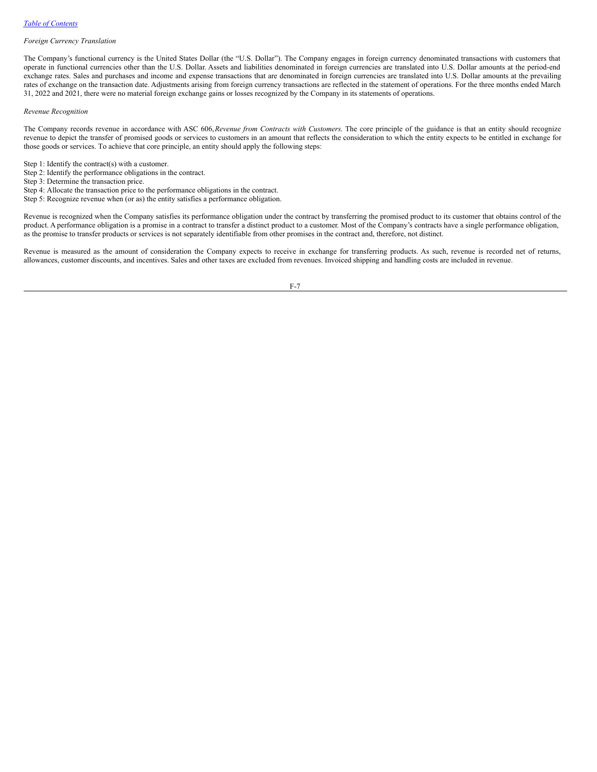*Foreign Currency Translation*

The Company's functional currency is the United States Dollar (the "U.S. Dollar"). The Company engages in foreign currency denominated transactions with customers that operate in functional currencies other than the U.S. Dollar. Assets and liabilities denominated in foreign currencies are translated into U.S. Dollar amounts at the period-end exchange rates. Sales and purchases and income and expense transactions that are denominated in foreign currencies are translated into U.S. Dollar amounts at the prevailing rates of exchange on the transaction date. Adjustments arising from foreign currency transactions are reflected in the statement of operations. For the three months ended March 31, 2022 and 2021, there were no material foreign exchange gains or losses recognized by the Company in its statements of operations.

*Revenue Recognition*

The Company records revenue in accordance with ASC 606, *Revenue from Contracts with Customers.* The core principle of the guidance is that an entity should recognize revenue to depict the transfer of promised goods or services to customers in an amount that reflects the consideration to which the entity expects to be entitled in exchange for those goods or services. To achieve that core principle, an entity should apply the following steps:

Step 1: Identify the contract(s) with a customer.
Step 2: Identify the performance obligations in the contract.
Step 3: Determine the transaction price.
Step 4: Allocate the transaction price to the performance obligations in the contract.
Step 5: Recognize revenue when (or as) the entity satisfies a performance obligation.

Revenue is recognized when the Company satisfies its performance obligation under the contract by transferring the promised product to its customer that obtains control of the product. A performance obligation is a promise in a contract to transfer a distinct product to a customer. Most of the Company's contracts have a single performance obligation, as the promise to transfer products or services is not separately identifiable from other promises in the contract and, therefore, not distinct.

Revenue is measured as the amount of consideration the Company expects to receive in exchange for transferring products. As such, revenue is recorded net of returns, allowances, customer discounts, and incentives. Sales and other taxes are excluded from revenues. Invoiced shipping and handling costs are included in revenue.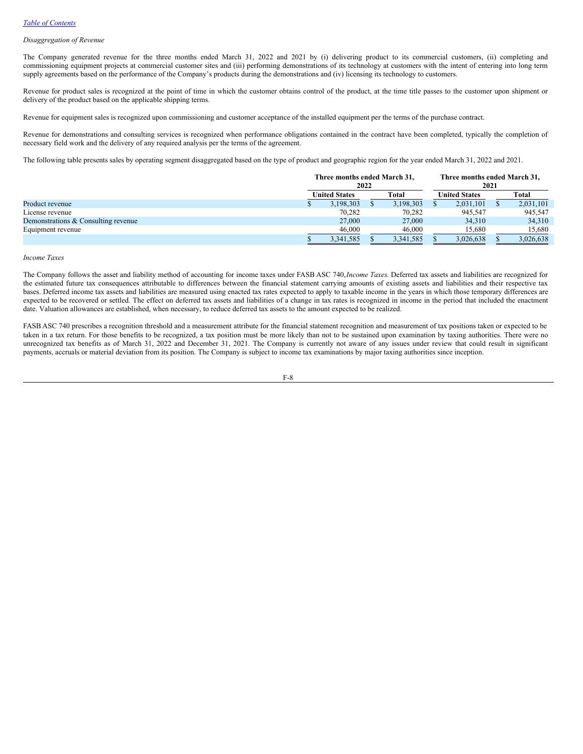*Disaggregation of Revenue*

The Company generated revenue for the three months ended March 31, 2022 and 2021 by (i) delivering product to its commercial customers, (ii) completing and commissioning equipment projects at commercial customer sites and (iii) performing demonstrations of its technology at customers with the intent of entering into long term supply agreements based on the performance of the Company's products during the demonstrations and (iv) licensing its technology to customers.

Revenue for product sales is recognized at the point of time in which the customer obtains control of the product, at the time title passes to the customer upon shipment or delivery of the product based on the applicable shipping terms.

Revenue for equipment sales is recognized upon commissioning and customer acceptance of the installed equipment per the terms of the purchase contract.

Revenue for demonstrations and consulting services is recognized when performance obligations contained in the contract have been completed, typically the completion of necessary field work and the delivery of any required analysis per the terms of the agreement.

The following table presents sales by operating segment disaggregated based on the type of product and geographic region for the year ended March 31, 2022 and 2021.

| | Three months ended March 31, 2022 | | Three months ended March 31, 2021 | |
|---|---|---|---|---|
| | United States | Total | United States | Total |
| Product revenue | $ 3,198,303 | $ 3,198,303 | $ 2,031,101 | $ 2,031,101 |
| License revenue | 70,282 | 70,282 | 945,547 | 945,547 |
| Demonstrations & Consulting revenue | 27,000 | 27,000 | 34,310 | 34,310 |
| Equipment revenue | 46,000 | 46,000 | 15,680 | 15,680 |
| | $ 3,341,585 | $ 3,341,585 | $ 3,026,638 | $ 3,026,638 |

*Income Taxes*

The Company follows the asset and liability method of accounting for income taxes under FASB ASC 740, *Income Taxes.* Deferred tax assets and liabilities are recognized for the estimated future tax consequences attributable to differences between the financial statement carrying amounts of existing assets and liabilities and their respective tax bases. Deferred income tax assets and liabilities are measured using enacted tax rates expected to apply to taxable income in the years in which those temporary differences are expected to be recovered or settled. The effect on deferred tax assets and liabilities of a change in tax rates is recognized in income in the period that included the enactment date. Valuation allowances are established, when necessary, to reduce deferred tax assets to the amount expected to be realized.

FASB ASC 740 prescribes a recognition threshold and a measurement attribute for the financial statement recognition and measurement of tax positions taken or expected to be taken in a tax return. For those benefits to be recognized, a tax position must be more likely than not to be sustained upon examination by taxing authorities. There were no unrecognized tax benefits as of March 31, 2022 and December 31, 2021. The Company is currently not aware of any issues under review that could result in significant payments, accruals or material deviation from its position. The Company is subject to income tax examinations by major taxing authorities since inception.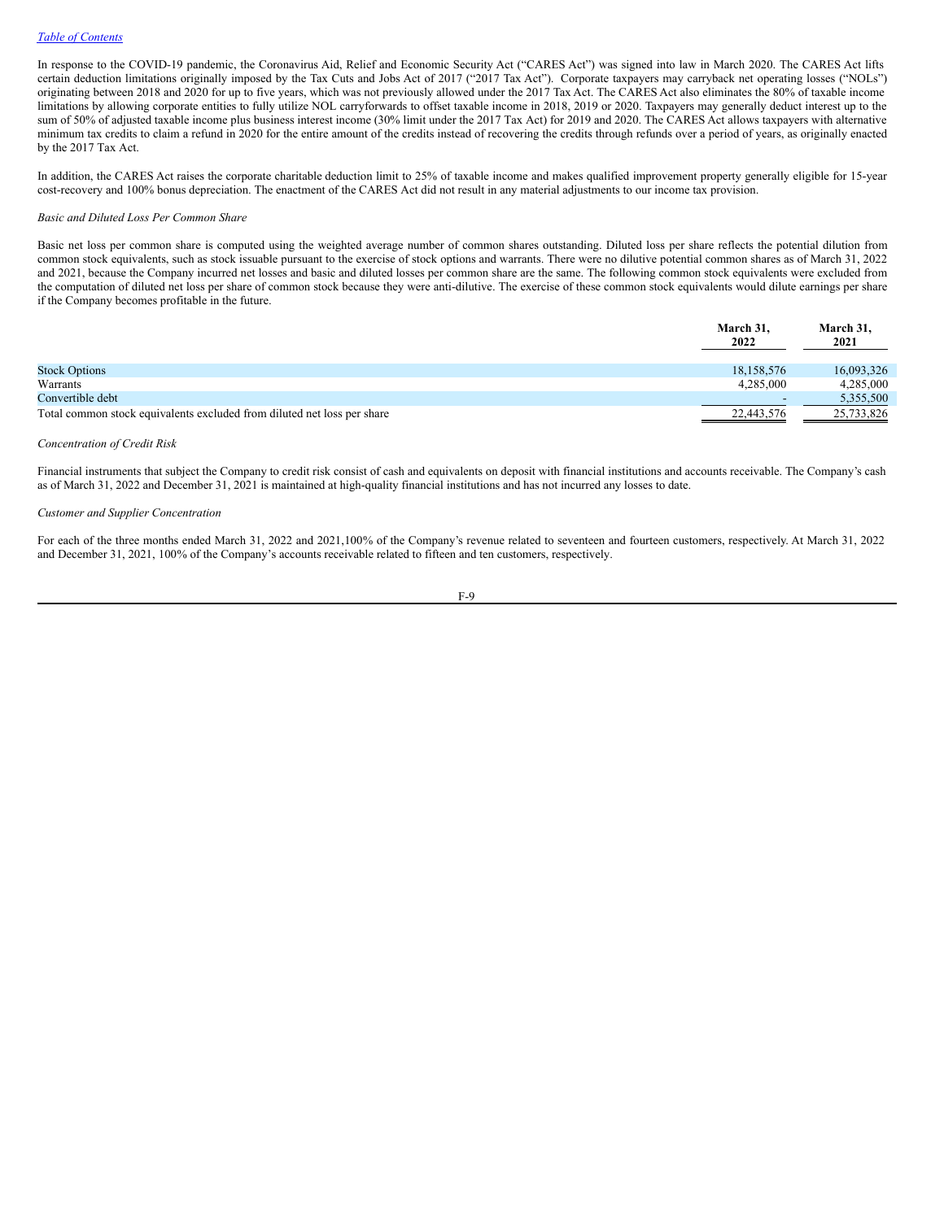In response to the COVID-19 pandemic, the Coronavirus Aid, Relief and Economic Security Act ("CARES Act") was signed into law in March 2020. The CARES Act lifts certain deduction limitations originally imposed by the Tax Cuts and Jobs Act of 2017 ("2017 Tax Act"). Corporate taxpayers may carryback net operating losses ("NOLs") originating between 2018 and 2020 for up to five years, which was not previously allowed under the 2017 Tax Act. The CARES Act also eliminates the 80% of taxable income limitations by allowing corporate entities to fully utilize NOL carryforwards to offset taxable income in 2018, 2019 or 2020. Taxpayers may generally deduct interest up to the sum of 50% of adjusted taxable income plus business interest income (30% limit under the 2017 Tax Act) for 2019 and 2020. The CARES Act allows taxpayers with alternative minimum tax credits to claim a refund in 2020 for the entire amount of the credits instead of recovering the credits through refunds over a period of years, as originally enacted by the 2017 Tax Act.

In addition, the CARES Act raises the corporate charitable deduction limit to 25% of taxable income and makes qualified improvement property generally eligible for 15-year cost-recovery and 100% bonus depreciation. The enactment of the CARES Act did not result in any material adjustments to our income tax provision.

*Basic and Diluted Loss Per Common Share*

Basic net loss per common share is computed using the weighted average number of common shares outstanding. Diluted loss per share reflects the potential dilution from common stock equivalents, such as stock issuable pursuant to the exercise of stock options and warrants. There were no dilutive potential common shares as of March 31, 2022 and 2021, because the Company incurred net losses and basic and diluted losses per common share are the same. The following common stock equivalents were excluded from the computation of diluted net loss per share of common stock because they were anti-dilutive. The exercise of these common stock equivalents would dilute earnings per share if the Company becomes profitable in the future.

| | March 31, 2022 | March 31, 2021 |
|---|---|---|
| Stock Options | 18,158,576 | 16,093,326 |
| Warrants | 4,285,000 | 4,285,000 |
| Convertible debt | - | 5,355,500 |
| Total common stock equivalents excluded from diluted net loss per share | 22,443,576 | 25,733,826 |

*Concentration of Credit Risk*

Financial instruments that subject the Company to credit risk consist of cash and equivalents on deposit with financial institutions and accounts receivable. The Company's cash as of March 31, 2022 and December 31, 2021 is maintained at high-quality financial institutions and has not incurred any losses to date.

*Customer and Supplier Concentration*

For each of the three months ended March 31, 2022 and 2021,100% of the Company's revenue related to seventeen and fourteen customers, respectively. At March 31, 2022 and December 31, 2021, 100% of the Company's accounts receivable related to fifteen and ten customers, respectively.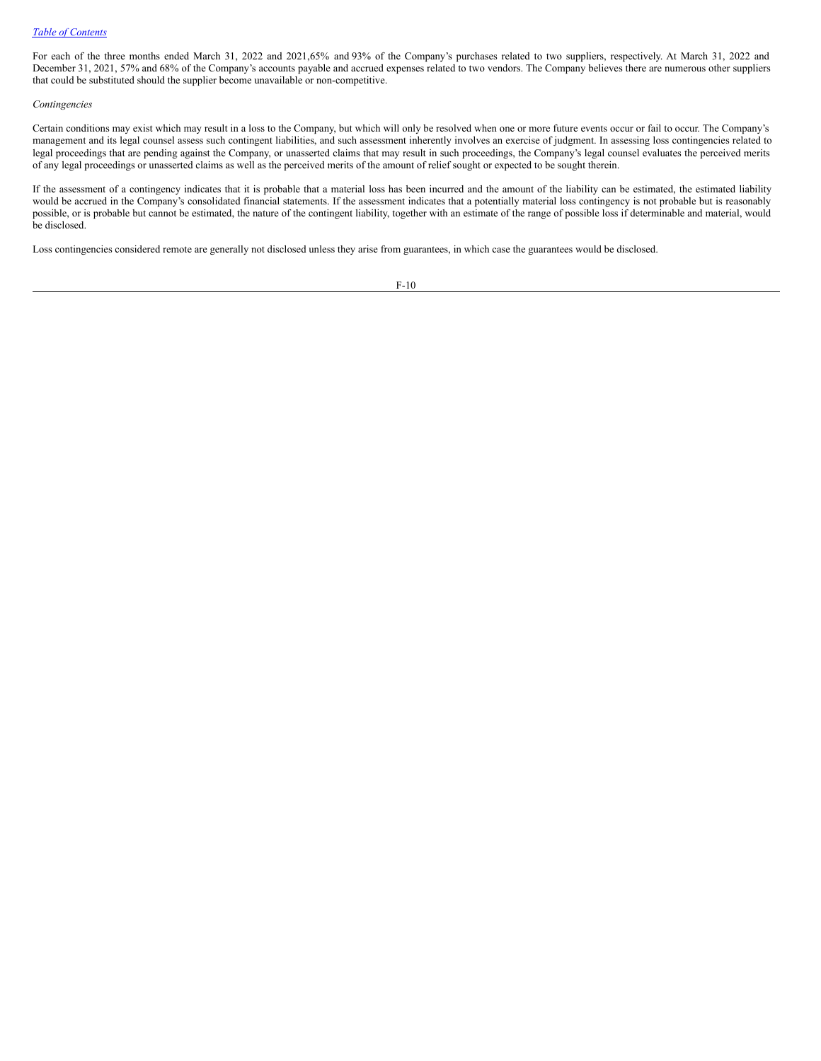For each of the three months ended March 31, 2022 and 2021,65% and 93% of the Company's purchases related to two suppliers, respectively. At March 31, 2022 and December 31, 2021, 57% and 68% of the Company's accounts payable and accrued expenses related to two vendors. The Company believes there are numerous other suppliers that could be substituted should the supplier become unavailable or non-competitive.

*Contingencies*

Certain conditions may exist which may result in a loss to the Company, but which will only be resolved when one or more future events occur or fail to occur. The Company's management and its legal counsel assess such contingent liabilities, and such assessment inherently involves an exercise of judgment. In assessing loss contingencies related to legal proceedings that are pending against the Company, or unasserted claims that may result in such proceedings, the Company's legal counsel evaluates the perceived merits of any legal proceedings or unasserted claims as well as the perceived merits of the amount of relief sought or expected to be sought therein.

If the assessment of a contingency indicates that it is probable that a material loss has been incurred and the amount of the liability can be estimated, the estimated liability would be accrued in the Company's consolidated financial statements. If the assessment indicates that a potentially material loss contingency is not probable but is reasonably possible, or is probable but cannot be estimated, the nature of the contingent liability, together with an estimate of the range of possible loss if determinable and material, would be disclosed.

Loss contingencies considered remote are generally not disclosed unless they arise from guarantees, in which case the guarantees would be disclosed.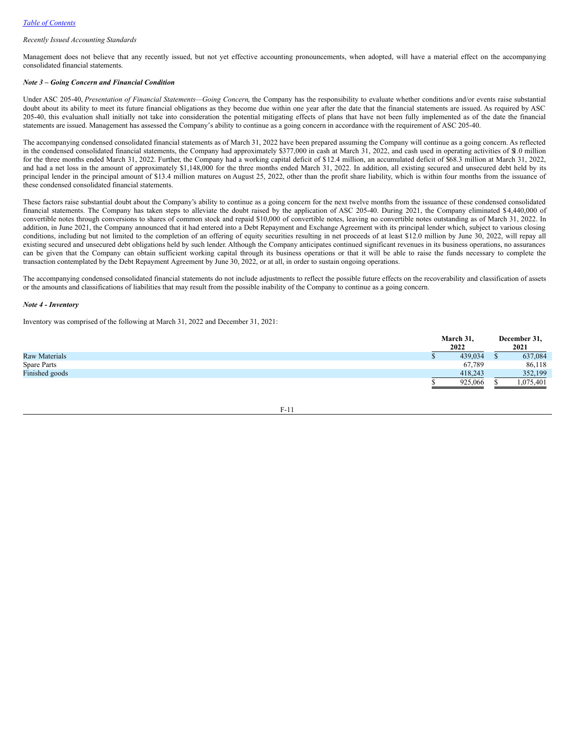*Recently Issued Accounting Standards*

Management does not believe that any recently issued, but not yet effective accounting pronouncements, when adopted, will have a material effect on the accompanying consolidated financial statements.

***Note 3 – Going Concern and Financial Condition***

Under ASC 205-40, *Presentation of Financial Statements—Going Concern*, the Company has the responsibility to evaluate whether conditions and/or events raise substantial doubt about its ability to meet its future financial obligations as they become due within one year after the date that the financial statements are issued. As required by ASC 205-40, this evaluation shall initially not take into consideration the potential mitigating effects of plans that have not been fully implemented as of the date the financial statements are issued. Management has assessed the Company's ability to continue as a going concern in accordance with the requirement of ASC 205-40.

The accompanying condensed consolidated financial statements as of March 31, 2022 have been prepared assuming the Company will continue as a going concern. As reflected in the condensed consolidated financial statements, the Company had approximately $377,000 in cash at March 31, 2022, and cash used in operating activities of $1.0 million for the three months ended March 31, 2022. Further, the Company had a working capital deficit of $12.4 million, an accumulated deficit of $68.3 million at March 31, 2022, and had a net loss in the amount of approximately $1,148,000 for the three months ended March 31, 2022. In addition, all existing secured and unsecured debt held by its principal lender in the principal amount of $13.4 million matures on August 25, 2022, other than the profit share liability, which is within four months from the issuance of these condensed consolidated financial statements.

These factors raise substantial doubt about the Company's ability to continue as a going concern for the next twelve months from the issuance of these condensed consolidated financial statements. The Company has taken steps to alleviate the doubt raised by the application of ASC 205-40. During 2021, the Company eliminated $4,440,000 of convertible notes through conversions to shares of common stock and repaid $10,000 of convertible notes, leaving no convertible notes outstanding as of March 31, 2022. In addition, in June 2021, the Company announced that it had entered into a Debt Repayment and Exchange Agreement with its principal lender which, subject to various closing conditions, including but not limited to the completion of an offering of equity securities resulting in net proceeds of at least $12.0 million by June 30, 2022, will repay all existing secured and unsecured debt obligations held by such lender. Although the Company anticipates continued significant revenues in its business operations, no assurances can be given that the Company can obtain sufficient working capital through its business operations or that it will be able to raise the funds necessary to complete the transaction contemplated by the Debt Repayment Agreement by June 30, 2022, or at all, in order to sustain ongoing operations.

The accompanying condensed consolidated financial statements do not include adjustments to reflect the possible future effects on the recoverability and classification of assets or the amounts and classifications of liabilities that may result from the possible inability of the Company to continue as a going concern.

***Note 4 - Inventory***

Inventory was comprised of the following at March 31, 2022 and December 31, 2021:

| | March 31, 2022 | December 31, 2021 |
|---|---|---|
| Raw Materials | $ 439,034 | $ 637,084 |
| Spare Parts | 67,789 | 86,118 |
| Finished goods | 418,243 | 352,199 |
| | $ 925,066 | $ 1,075,401 |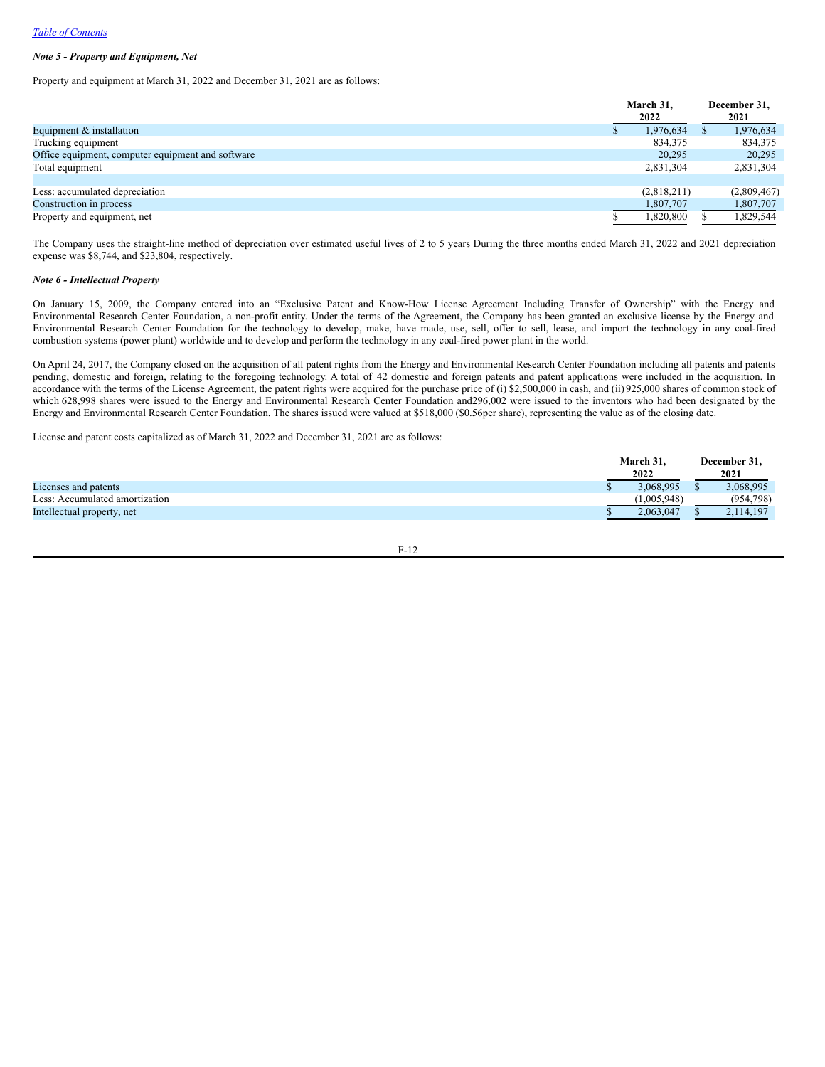*Note 5 - Property and Equipment, Net*

Property and equipment at March 31, 2022 and December 31, 2021 are as follows:

| | March 31, 2022 | December 31, 2021 |
|---|---|---|
| Equipment & installation | $ 1,976,634 | $ 1,976,634 |
| Trucking equipment | 834,375 | 834,375 |
| Office equipment, computer equipment and software | 20,295 | 20,295 |
| Total equipment | 2,831,304 | 2,831,304 |
| | | |
| Less: accumulated depreciation | (2,818,211) | (2,809,467) |
| Construction in process | 1,807,707 | 1,807,707 |
| Property and equipment, net | $ 1,820,800 | $ 1,829,544 |

The Company uses the straight-line method of depreciation over estimated useful lives of 2 to 5 years During the three months ended March 31, 2022 and 2021 depreciation expense was $8,744, and $23,804, respectively.

*Note 6 - Intellectual Property*

On January 15, 2009, the Company entered into an "Exclusive Patent and Know-How License Agreement Including Transfer of Ownership" with the Energy and Environmental Research Center Foundation, a non-profit entity. Under the terms of the Agreement, the Company has been granted an exclusive license by the Energy and Environmental Research Center Foundation for the technology to develop, make, have made, use, sell, offer to sell, lease, and import the technology in any coal-fired combustion systems (power plant) worldwide and to develop and perform the technology in any coal-fired power plant in the world.

On April 24, 2017, the Company closed on the acquisition of all patent rights from the Energy and Environmental Research Center Foundation including all patents and patents pending, domestic and foreign, relating to the foregoing technology. A total of 42 domestic and foreign patents and patent applications were included in the acquisition. In accordance with the terms of the License Agreement, the patent rights were acquired for the purchase price of (i) $2,500,000 in cash, and (ii) 925,000 shares of common stock of which 628,998 shares were issued to the Energy and Environmental Research Center Foundation and296,002 were issued to the inventors who had been designated by the Energy and Environmental Research Center Foundation. The shares issued were valued at $518,000 ($0.56per share), representing the value as of the closing date.

License and patent costs capitalized as of March 31, 2022 and December 31, 2021 are as follows:

| | March 31, 2022 | December 31, 2021 |
|---|---|---|
| Licenses and patents | $ 3,068,995 | $ 3,068,995 |
| Less: Accumulated amortization | (1,005,948) | (954,798) |
| Intellectual property, net | $ 2,063,047 | $ 2,114,197 |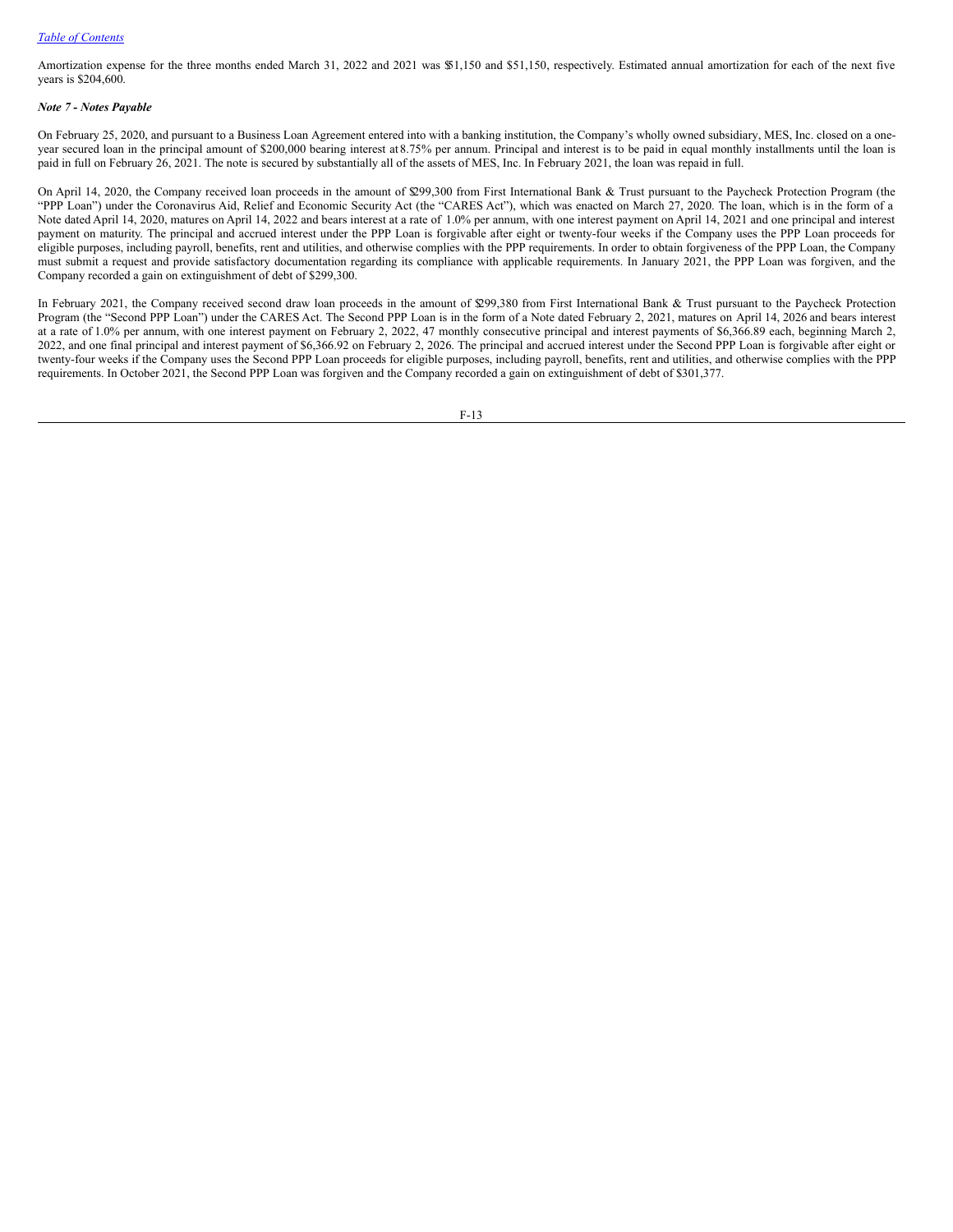Amortization expense for the three months ended March 31, 2022 and 2021 was $51,150 and $51,150, respectively. Estimated annual amortization for each of the next five years is $204,600.

***Note 7 - Notes Payable***

On February 25, 2020, and pursuant to a Business Loan Agreement entered into with a banking institution, the Company's wholly owned subsidiary, MES, Inc. closed on a one-year secured loan in the principal amount of $200,000 bearing interest at 8.75% per annum. Principal and interest is to be paid in equal monthly installments until the loan is paid in full on February 26, 2021. The note is secured by substantially all of the assets of MES, Inc. In February 2021, the loan was repaid in full.

On April 14, 2020, the Company received loan proceeds in the amount of $299,300 from First International Bank & Trust pursuant to the Paycheck Protection Program (the "PPP Loan") under the Coronavirus Aid, Relief and Economic Security Act (the "CARES Act"), which was enacted on March 27, 2020. The loan, which is in the form of a Note dated April 14, 2020, matures on April 14, 2022 and bears interest at a rate of 1.0% per annum, with one interest payment on April 14, 2021 and one principal and interest payment on maturity. The principal and accrued interest under the PPP Loan is forgivable after eight or twenty-four weeks if the Company uses the PPP Loan proceeds for eligible purposes, including payroll, benefits, rent and utilities, and otherwise complies with the PPP requirements. In order to obtain forgiveness of the PPP Loan, the Company must submit a request and provide satisfactory documentation regarding its compliance with applicable requirements. In January 2021, the PPP Loan was forgiven, and the Company recorded a gain on extinguishment of debt of $299,300.

In February 2021, the Company received second draw loan proceeds in the amount of $299,380 from First International Bank & Trust pursuant to the Paycheck Protection Program (the "Second PPP Loan") under the CARES Act. The Second PPP Loan is in the form of a Note dated February 2, 2021, matures on April 14, 2026 and bears interest at a rate of 1.0% per annum, with one interest payment on February 2, 2022, 47 monthly consecutive principal and interest payments of $6,366.89 each, beginning March 2, 2022, and one final principal and interest payment of $6,366.92 on February 2, 2026. The principal and accrued interest under the Second PPP Loan is forgivable after eight or twenty-four weeks if the Company uses the Second PPP Loan proceeds for eligible purposes, including payroll, benefits, rent and utilities, and otherwise complies with the PPP requirements. In October 2021, the Second PPP Loan was forgiven and the Company recorded a gain on extinguishment of debt of $301,377.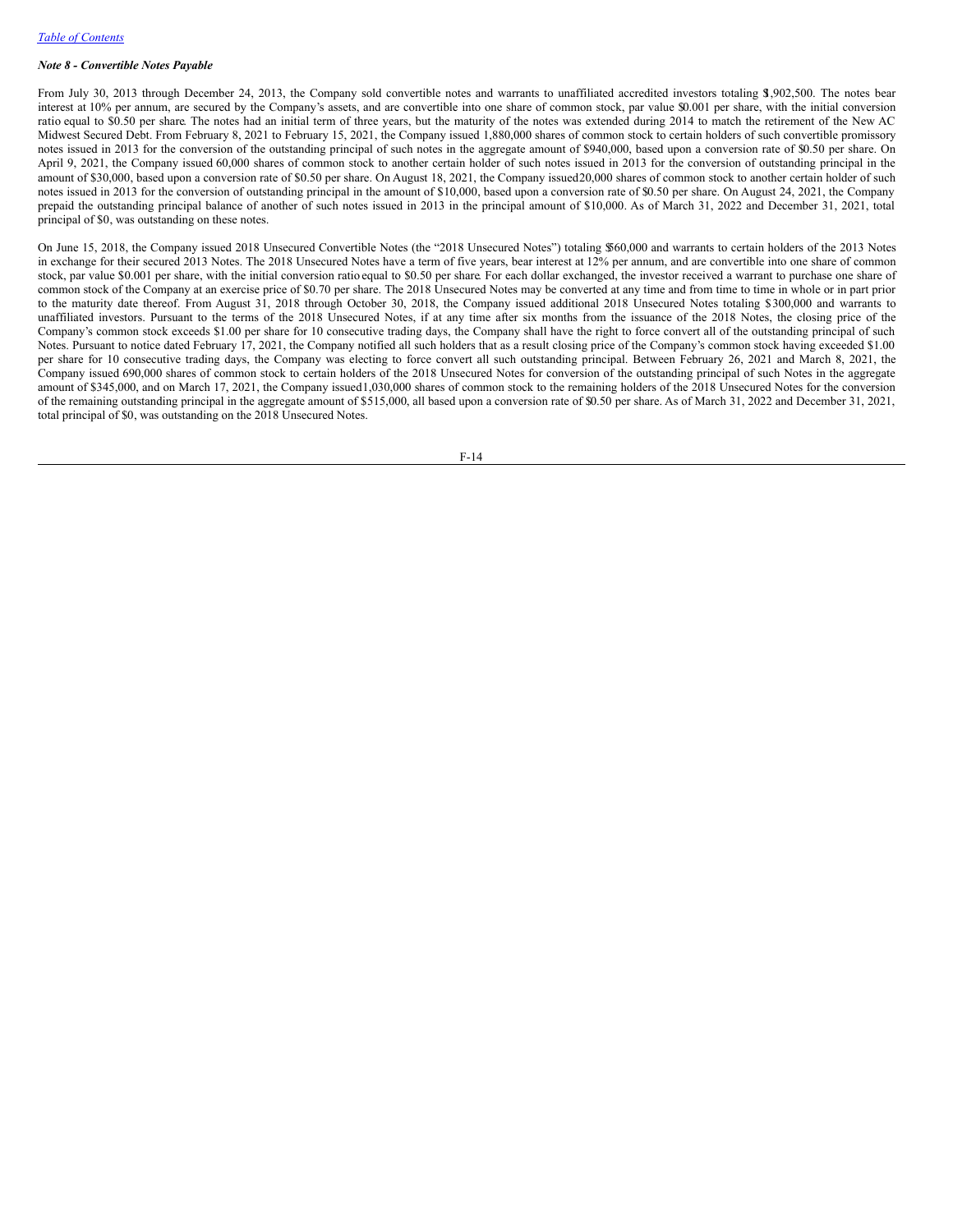[Table of Contents](#)

***Note 8 - Convertible Notes Payable***

From July 30, 2013 through December 24, 2013, the Company sold convertible notes and warrants to unaffiliated accredited investors totaling $1,902,500. The notes bear interest at 10% per annum, are secured by the Company's assets, and are convertible into one share of common stock, par value $0.001 per share, with the initial conversion ratio equal to $0.50 per share. The notes had an initial term of three years, but the maturity of the notes was extended during 2014 to match the retirement of the New AC Midwest Secured Debt. From February 8, 2021 to February 15, 2021, the Company issued 1,880,000 shares of common stock to certain holders of such convertible promissory notes issued in 2013 for the conversion of the outstanding principal of such notes in the aggregate amount of $940,000, based upon a conversion rate of $0.50 per share. On April 9, 2021, the Company issued 60,000 shares of common stock to another certain holder of such notes issued in 2013 for the conversion of outstanding principal in the amount of $30,000, based upon a conversion rate of $0.50 per share. On August 18, 2021, the Company issued 20,000 shares of common stock to another certain holder of such notes issued in 2013 for the conversion of outstanding principal in the amount of $10,000, based upon a conversion rate of $0.50 per share. On August 24, 2021, the Company prepaid the outstanding principal balance of another of such notes issued in 2013 in the principal amount of $10,000. As of March 31, 2022 and December 31, 2021, total principal of $0, was outstanding on these notes.

On June 15, 2018, the Company issued 2018 Unsecured Convertible Notes (the "2018 Unsecured Notes") totaling $560,000 and warrants to certain holders of the 2013 Notes in exchange for their secured 2013 Notes. The 2018 Unsecured Notes have a term of five years, bear interest at 12% per annum, and are convertible into one share of common stock, par value $0.001 per share, with the initial conversion ratio equal to $0.50 per share. For each dollar exchanged, the investor received a warrant to purchase one share of common stock of the Company at an exercise price of $0.70 per share. The 2018 Unsecured Notes may be converted at any time and from time to time in whole or in part prior to the maturity date thereof. From August 31, 2018 through October 30, 2018, the Company issued additional 2018 Unsecured Notes totaling $300,000 and warrants to unaffiliated investors. Pursuant to the terms of the 2018 Unsecured Notes, if at any time after six months from the issuance of the 2018 Notes, the closing price of the Company's common stock exceeds $1.00 per share for 10 consecutive trading days, the Company shall have the right to force convert all of the outstanding principal of such Notes. Pursuant to notice dated February 17, 2021, the Company notified all such holders that as a result closing price of the Company's common stock having exceeded $1.00 per share for 10 consecutive trading days, the Company was electing to force convert all such outstanding principal. Between February 26, 2021 and March 8, 2021, the Company issued 690,000 shares of common stock to certain holders of the 2018 Unsecured Notes for conversion of the outstanding principal of such Notes in the aggregate amount of $345,000, and on March 17, 2021, the Company issued 1,030,000 shares of common stock to the remaining holders of the 2018 Unsecured Notes for the conversion of the remaining outstanding principal in the aggregate amount of $515,000, all based upon a conversion rate of $0.50 per share. As of March 31, 2022 and December 31, 2021, total principal of $0, was outstanding on the 2018 Unsecured Notes.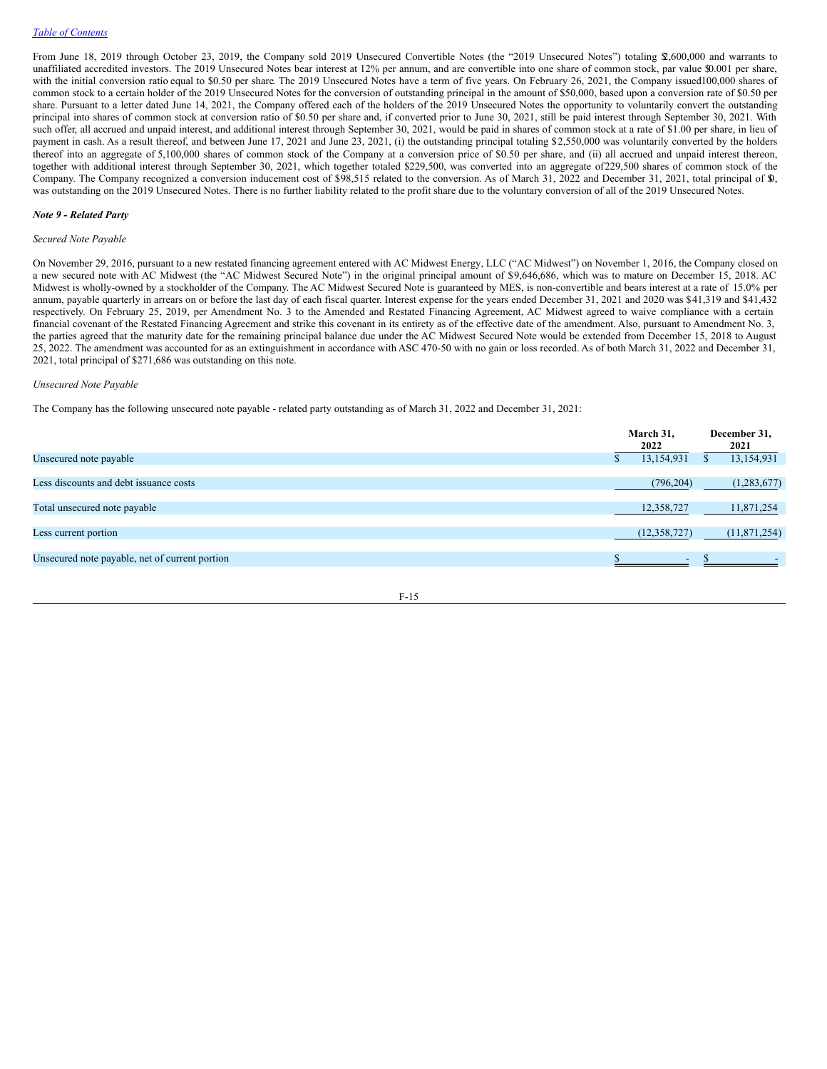From June 18, 2019 through October 23, 2019, the Company sold 2019 Unsecured Convertible Notes (the "2019 Unsecured Notes") totaling $2,600,000 and warrants to unaffiliated accredited investors. The 2019 Unsecured Notes bear interest at 12% per annum, and are convertible into one share of common stock, par value $0.001 per share, with the initial conversion ratio equal to $0.50 per share. The 2019 Unsecured Notes have a term of five years. On February 26, 2021, the Company issued 100,000 shares of common stock to a certain holder of the 2019 Unsecured Notes for the conversion of outstanding principal in the amount of $50,000, based upon a conversion rate of $0.50 per share. Pursuant to a letter dated June 14, 2021, the Company offered each of the holders of the 2019 Unsecured Notes the opportunity to voluntarily convert the outstanding principal into shares of common stock at conversion ratio of $0.50 per share and, if converted prior to June 30, 2021, still be paid interest through September 30, 2021. With such offer, all accrued and unpaid interest, and additional interest through September 30, 2021, would be paid in shares of common stock at a rate of $1.00 per share, in lieu of payment in cash. As a result thereof, and between June 17, 2021 and June 23, 2021, (i) the outstanding principal totaling $2,550,000 was voluntarily converted by the holders thereof into an aggregate of 5,100,000 shares of common stock of the Company at a conversion price of $0.50 per share, and (ii) all accrued and unpaid interest thereon, together with additional interest through September 30, 2021, which together totaled $229,500, was converted into an aggregate of 229,500 shares of common stock of the Company. The Company recognized a conversion inducement cost of $98,515 related to the conversion. As of March 31, 2022 and December 31, 2021, total principal of $0, was outstanding on the 2019 Unsecured Notes. There is no further liability related to the profit share due to the voluntary conversion of all of the 2019 Unsecured Notes.

***Note 9 - Related Party***

*Secured Note Payable*

On November 29, 2016, pursuant to a new restated financing agreement entered with AC Midwest Energy, LLC ("AC Midwest") on November 1, 2016, the Company closed on a new secured note with AC Midwest (the "AC Midwest Secured Note") in the original principal amount of $9,646,686, which was to mature on December 15, 2018. AC Midwest is wholly-owned by a stockholder of the Company. The AC Midwest Secured Note is guaranteed by MES, is non-convertible and bears interest at a rate of 15.0% per annum, payable quarterly in arrears on or before the last day of each fiscal quarter. Interest expense for the years ended December 31, 2021 and 2020 was $41,319 and $41,432 respectively. On February 25, 2019, per Amendment No. 3 to the Amended and Restated Financing Agreement, AC Midwest agreed to waive compliance with a certain financial covenant of the Restated Financing Agreement and strike this covenant in its entirety as of the effective date of the amendment. Also, pursuant to Amendment No. 3, the parties agreed that the maturity date for the remaining principal balance due under the AC Midwest Secured Note would be extended from December 15, 2018 to August 25, 2022. The amendment was accounted for as an extinguishment in accordance with ASC 470-50 with no gain or loss recorded. As of both March 31, 2022 and December 31, 2021, total principal of $271,686 was outstanding on this note.

*Unsecured Note Payable*

The Company has the following unsecured note payable - related party outstanding as of March 31, 2022 and December 31, 2021:

| | March 31, 2022 | December 31, 2021 |
|---|---|---|
| Unsecured note payable | $ 13,154,931 | $ 13,154,931 |
| Less discounts and debt issuance costs | (796,204) | (1,283,677) |
| Total unsecured note payable | 12,358,727 | 11,871,254 |
| Less current portion | (12,358,727) | (11,871,254) |
| Unsecured note payable, net of current portion | $ - | $ - |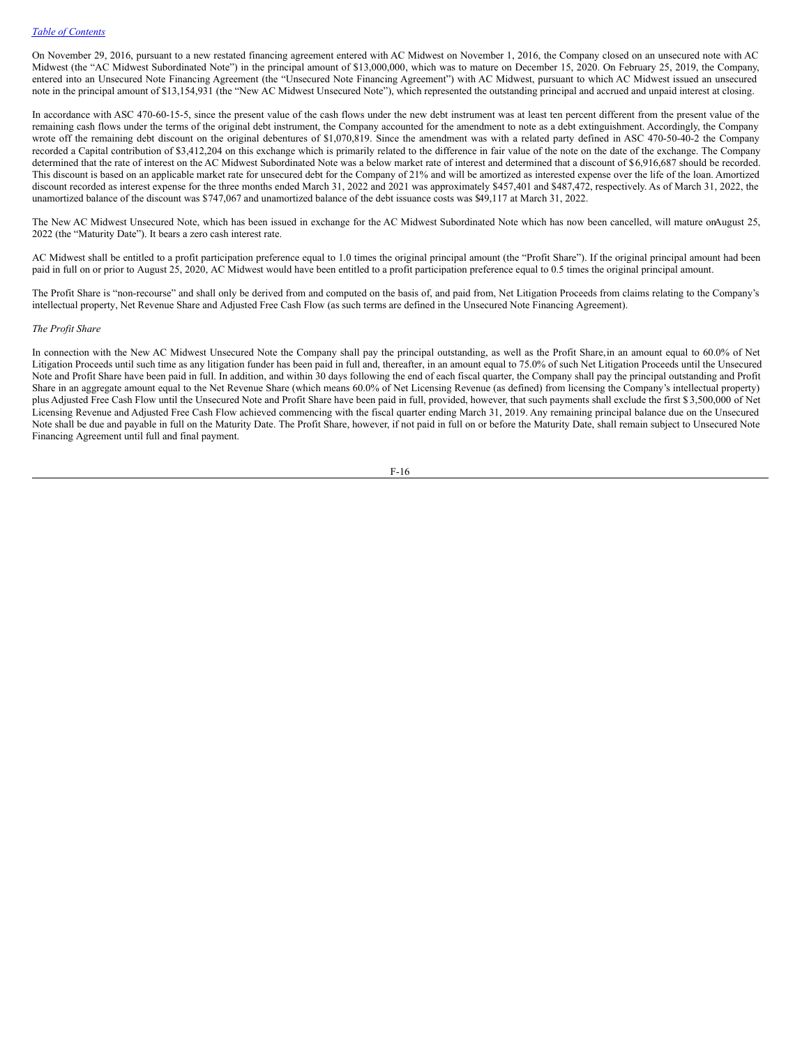On November 29, 2016, pursuant to a new restated financing agreement entered with AC Midwest on November 1, 2016, the Company closed on an unsecured note with AC Midwest (the "AC Midwest Subordinated Note") in the principal amount of $13,000,000, which was to mature on December 15, 2020. On February 25, 2019, the Company, entered into an Unsecured Note Financing Agreement (the "Unsecured Note Financing Agreement") with AC Midwest, pursuant to which AC Midwest issued an unsecured note in the principal amount of $13,154,931 (the "New AC Midwest Unsecured Note"), which represented the outstanding principal and accrued and unpaid interest at closing.

In accordance with ASC 470-60-15-5, since the present value of the cash flows under the new debt instrument was at least ten percent different from the present value of the remaining cash flows under the terms of the original debt instrument, the Company accounted for the amendment to note as a debt extinguishment. Accordingly, the Company wrote off the remaining debt discount on the original debentures of $1,070,819. Since the amendment was with a related party defined in ASC 470-50-40-2 the Company recorded a Capital contribution of $3,412,204 on this exchange which is primarily related to the difference in fair value of the note on the date of the exchange. The Company determined that the rate of interest on the AC Midwest Subordinated Note was a below market rate of interest and determined that a discount of $6,916,687 should be recorded. This discount is based on an applicable market rate for unsecured debt for the Company of 21% and will be amortized as interested expense over the life of the loan. Amortized discount recorded as interest expense for the three months ended March 31, 2022 and 2021 was approximately $457,401 and $487,472, respectively. As of March 31, 2022, the unamortized balance of the discount was $747,067 and unamortized balance of the debt issuance costs was $49,117 at March 31, 2022.

The New AC Midwest Unsecured Note, which has been issued in exchange for the AC Midwest Subordinated Note which has now been cancelled, will mature on August 25, 2022 (the "Maturity Date"). It bears a zero cash interest rate.

AC Midwest shall be entitled to a profit participation preference equal to 1.0 times the original principal amount (the "Profit Share"). If the original principal amount had been paid in full on or prior to August 25, 2020, AC Midwest would have been entitled to a profit participation preference equal to 0.5 times the original principal amount.

The Profit Share is "non-recourse" and shall only be derived from and computed on the basis of, and paid from, Net Litigation Proceeds from claims relating to the Company's intellectual property, Net Revenue Share and Adjusted Free Cash Flow (as such terms are defined in the Unsecured Note Financing Agreement).

*The Profit Share*

In connection with the New AC Midwest Unsecured Note the Company shall pay the principal outstanding, as well as the Profit Share, in an amount equal to 60.0% of Net Litigation Proceeds until such time as any litigation funder has been paid in full and, thereafter, in an amount equal to 75.0% of such Net Litigation Proceeds until the Unsecured Note and Profit Share have been paid in full. In addition, and within 30 days following the end of each fiscal quarter, the Company shall pay the principal outstanding and Profit Share in an aggregate amount equal to the Net Revenue Share (which means 60.0% of Net Licensing Revenue (as defined) from licensing the Company's intellectual property) plus Adjusted Free Cash Flow until the Unsecured Note and Profit Share have been paid in full, provided, however, that such payments shall exclude the first $3,500,000 of Net Licensing Revenue and Adjusted Free Cash Flow achieved commencing with the fiscal quarter ending March 31, 2019. Any remaining principal balance due on the Unsecured Note shall be due and payable in full on the Maturity Date. The Profit Share, however, if not paid in full on or before the Maturity Date, shall remain subject to Unsecured Note Financing Agreement until full and final payment.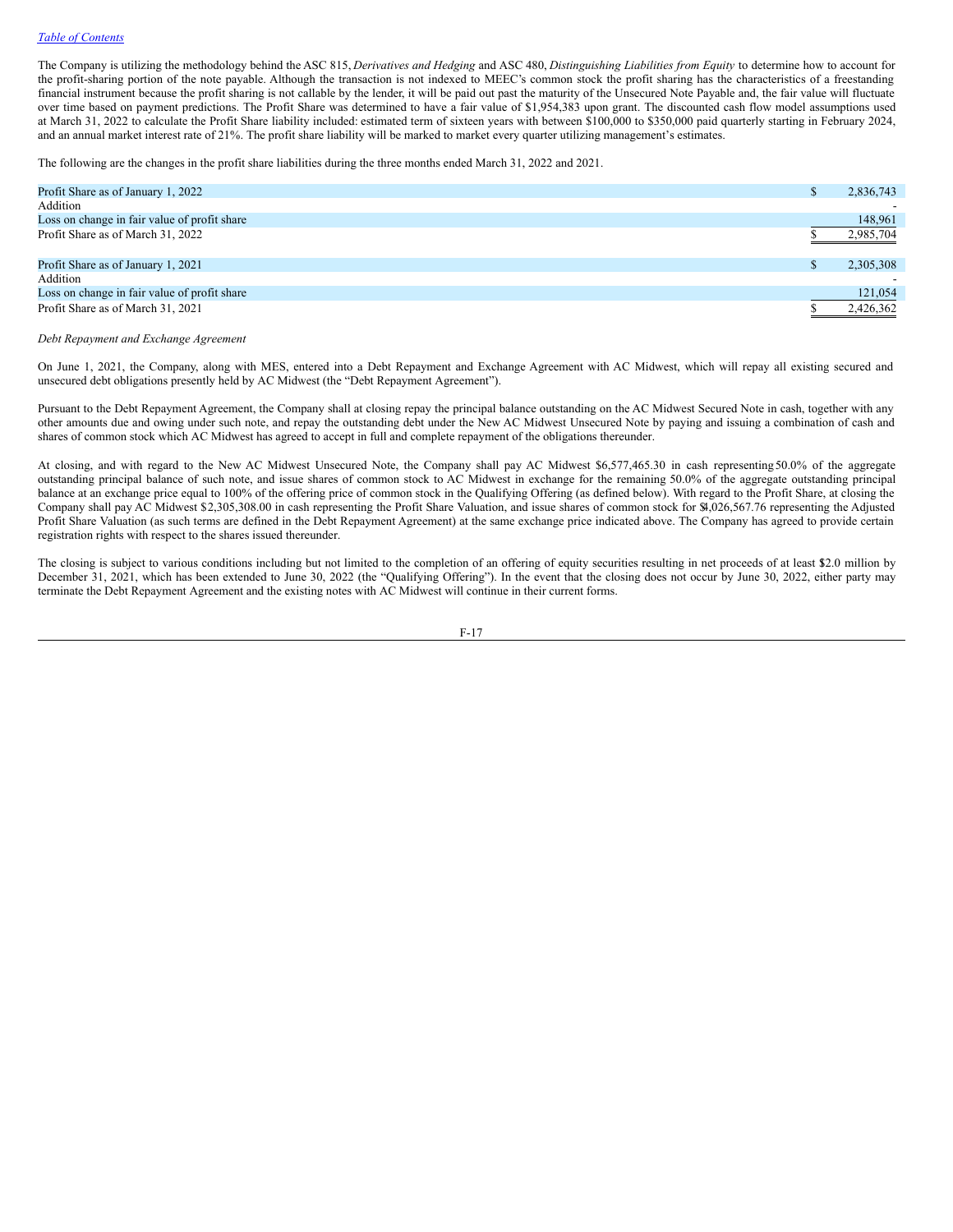The Company is utilizing the methodology behind the ASC 815, *Derivatives and Hedging* and ASC 480, *Distinguishing Liabilities from Equity* to determine how to account for the profit-sharing portion of the note payable. Although the transaction is not indexed to MEEC's common stock the profit sharing has the characteristics of a freestanding financial instrument because the profit sharing is not callable by the lender, it will be paid out past the maturity of the Unsecured Note Payable and, the fair value will fluctuate over time based on payment predictions. The Profit Share was determined to have a fair value of $1,954,383 upon grant. The discounted cash flow model assumptions used at March 31, 2022 to calculate the Profit Share liability included: estimated term of sixteen years with between $100,000 to $350,000 paid quarterly starting in February 2024, and an annual market interest rate of 21%. The profit share liability will be marked to market every quarter utilizing management's estimates.

The following are the changes in the profit share liabilities during the three months ended March 31, 2022 and 2021.

| | | |
|---|---|---|
| Profit Share as of January 1, 2022 | $ | 2,836,743 |
| Addition | | - |
| Loss on change in fair value of profit share | | 148,961 |
| Profit Share as of March 31, 2022 | $ | 2,985,704 |
| | | |
| Profit Share as of January 1, 2021 | $ | 2,305,308 |
| Addition | | - |
| Loss on change in fair value of profit share | | 121,054 |
| Profit Share as of March 31, 2021 | $ | 2,426,362 |

*Debt Repayment and Exchange Agreement*

On June 1, 2021, the Company, along with MES, entered into a Debt Repayment and Exchange Agreement with AC Midwest, which will repay all existing secured and unsecured debt obligations presently held by AC Midwest (the "Debt Repayment Agreement").

Pursuant to the Debt Repayment Agreement, the Company shall at closing repay the principal balance outstanding on the AC Midwest Secured Note in cash, together with any other amounts due and owing under such note, and repay the outstanding debt under the New AC Midwest Unsecured Note by paying and issuing a combination of cash and shares of common stock which AC Midwest has agreed to accept in full and complete repayment of the obligations thereunder.

At closing, and with regard to the New AC Midwest Unsecured Note, the Company shall pay AC Midwest $6,577,465.30 in cash representing 50.0% of the aggregate outstanding principal balance of such note, and issue shares of common stock to AC Midwest in exchange for the remaining 50.0% of the aggregate outstanding principal balance at an exchange price equal to 100% of the offering price of common stock in the Qualifying Offering (as defined below). With regard to the Profit Share, at closing the Company shall pay AC Midwest $2,305,308.00 in cash representing the Profit Share Valuation, and issue shares of common stock for $4,026,567.76 representing the Adjusted Profit Share Valuation (as such terms are defined in the Debt Repayment Agreement) at the same exchange price indicated above. The Company has agreed to provide certain registration rights with respect to the shares issued thereunder.

The closing is subject to various conditions including but not limited to the completion of an offering of equity securities resulting in net proceeds of at least $2.0 million by December 31, 2021, which has been extended to June 30, 2022 (the "Qualifying Offering"). In the event that the closing does not occur by June 30, 2022, either party may terminate the Debt Repayment Agreement and the existing notes with AC Midwest will continue in their current forms.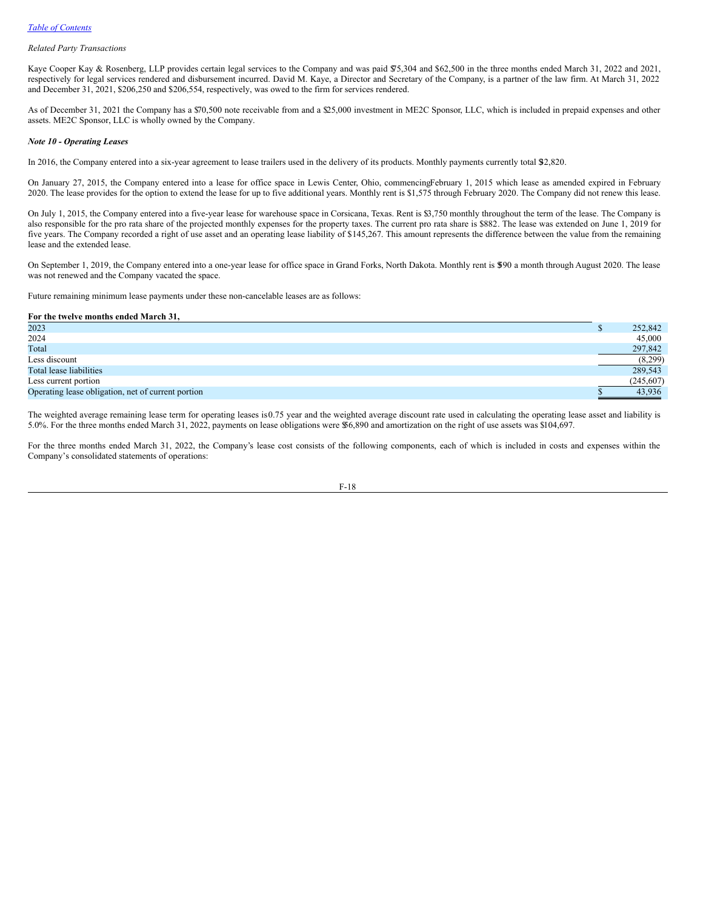*Related Party Transactions*

Kaye Cooper Kay & Rosenberg, LLP provides certain legal services to the Company and was paid $75,304 and $62,500 in the three months ended March 31, 2022 and 2021, respectively for legal services rendered and disbursement incurred. David M. Kaye, a Director and Secretary of the Company, is a partner of the law firm. At March 31, 2022 and December 31, 2021, $206,250 and $206,554, respectively, was owed to the firm for services rendered.

As of December 31, 2021 the Company has a $70,500 note receivable from and a $25,000 investment in ME2C Sponsor, LLC, which is included in prepaid expenses and other assets. ME2C Sponsor, LLC is wholly owned by the Company.

***Note 10 - Operating Leases***

In 2016, the Company entered into a six-year agreement to lease trailers used in the delivery of its products. Monthly payments currently total $12,820.

On January 27, 2015, the Company entered into a lease for office space in Lewis Center, Ohio, commencing February 1, 2015 which lease as amended expired in February 2020. The lease provides for the option to extend the lease for up to five additional years. Monthly rent is $1,575 through February 2020. The Company did not renew this lease.

On July 1, 2015, the Company entered into a five-year lease for warehouse space in Corsicana, Texas. Rent is $3,750 monthly throughout the term of the lease. The Company is also responsible for the pro rata share of the projected monthly expenses for the property taxes. The current pro rata share is $882. The lease was extended on June 1, 2019 for five years. The Company recorded a right of use asset and an operating lease liability of $145,267. This amount represents the difference between the value from the remaining lease and the extended lease.

On September 1, 2019, the Company entered into a one-year lease for office space in Grand Forks, North Dakota. Monthly rent is $590 a month through August 2020. The lease was not renewed and the Company vacated the space.

Future remaining minimum lease payments under these non-cancelable leases are as follows:

| **For the twelve months ended March 31,** | |
|---|---|
| 2023 | $ 252,842 |
| 2024 | 45,000 |
| Total | 297,842 |
| Less discount | (8,299) |
| Total lease liabilities | 289,543 |
| Less current portion | (245,607) |
| Operating lease obligation, net of current portion | $ 43,936 |

The weighted average remaining lease term for operating leases is 0.75 year and the weighted average discount rate used in calculating the operating lease asset and liability is 5.0%. For the three months ended March 31, 2022, payments on lease obligations were $56,890 and amortization on the right of use assets was $104,697.

For the three months ended March 31, 2022, the Company's lease cost consists of the following components, each of which is included in costs and expenses within the Company's consolidated statements of operations: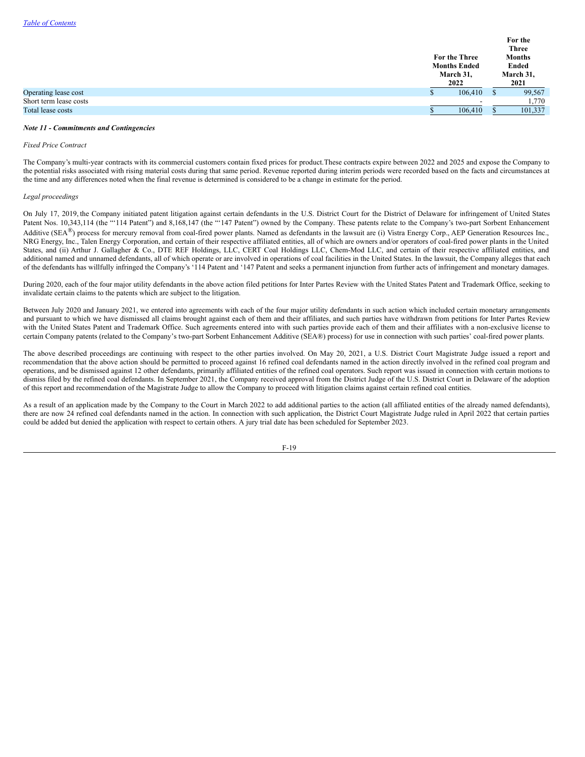| | For the Three Months Ended March 31, 2022 | For the Three Months Ended March 31, 2021 |
|---|---|---|
| Operating lease cost | $ 106,410 | $ 99,567 |
| Short term lease costs | - | 1,770 |
| Total lease costs | $ 106,410 | $ 101,337 |

***Note 11 - Commitments and Contingencies***

*Fixed Price Contract*

The Company's multi-year contracts with its commercial customers contain fixed prices for product.These contracts expire between 2022 and 2025 and expose the Company to the potential risks associated with rising material costs during that same period. Revenue reported during interim periods were recorded based on the facts and circumstances at the time and any differences noted when the final revenue is determined is considered to be a change in estimate for the period.

*Legal proceedings*

On July 17, 2019, the Company initiated patent litigation against certain defendants in the U.S. District Court for the District of Delaware for infringement of United States Patent Nos. 10,343,114 (the "'114 Patent") and 8,168,147 (the "'147 Patent") owned by the Company. These patents relate to the Company's two-part Sorbent Enhancement Additive (SEA®) process for mercury removal from coal-fired power plants. Named as defendants in the lawsuit are (i) Vistra Energy Corp., AEP Generation Resources Inc., NRG Energy, Inc., Talen Energy Corporation, and certain of their respective affiliated entities, all of which are owners and/or operators of coal-fired power plants in the United States, and (ii) Arthur J. Gallagher & Co., DTE REF Holdings, LLC, CERT Coal Holdings LLC, Chem-Mod LLC, and certain of their respective affiliated entities, and additional named and unnamed defendants, all of which operate or are involved in operations of coal facilities in the United States. In the lawsuit, the Company alleges that each of the defendants has willfully infringed the Company's '114 Patent and '147 Patent and seeks a permanent injunction from further acts of infringement and monetary damages.

During 2020, each of the four major utility defendants in the above action filed petitions for Inter Partes Review with the United States Patent and Trademark Office, seeking to invalidate certain claims to the patents which are subject to the litigation.

Between July 2020 and January 2021, we entered into agreements with each of the four major utility defendants in such action which included certain monetary arrangements and pursuant to which we have dismissed all claims brought against each of them and their affiliates, and such parties have withdrawn from petitions for Inter Partes Review with the United States Patent and Trademark Office. Such agreements entered into with such parties provide each of them and their affiliates with a non-exclusive license to certain Company patents (related to the Company's two-part Sorbent Enhancement Additive (SEA®) process) for use in connection with such parties' coal-fired power plants.

The above described proceedings are continuing with respect to the other parties involved. On May 20, 2021, a U.S. District Court Magistrate Judge issued a report and recommendation that the above action should be permitted to proceed against 16 refined coal defendants named in the action directly involved in the refined coal program and operations, and be dismissed against 12 other defendants, primarily affiliated entities of the refined coal operators. Such report was issued in connection with certain motions to dismiss filed by the refined coal defendants. In September 2021, the Company received approval from the District Judge of the U.S. District Court in Delaware of the adoption of this report and recommendation of the Magistrate Judge to allow the Company to proceed with litigation claims against certain refined coal entities.

As a result of an application made by the Company to the Court in March 2022 to add additional parties to the action (all affiliated entities of the already named defendants), there are now 24 refined coal defendants named in the action. In connection with such application, the District Court Magistrate Judge ruled in April 2022 that certain parties could be added but denied the application with respect to certain others. A jury trial date has been scheduled for September 2023.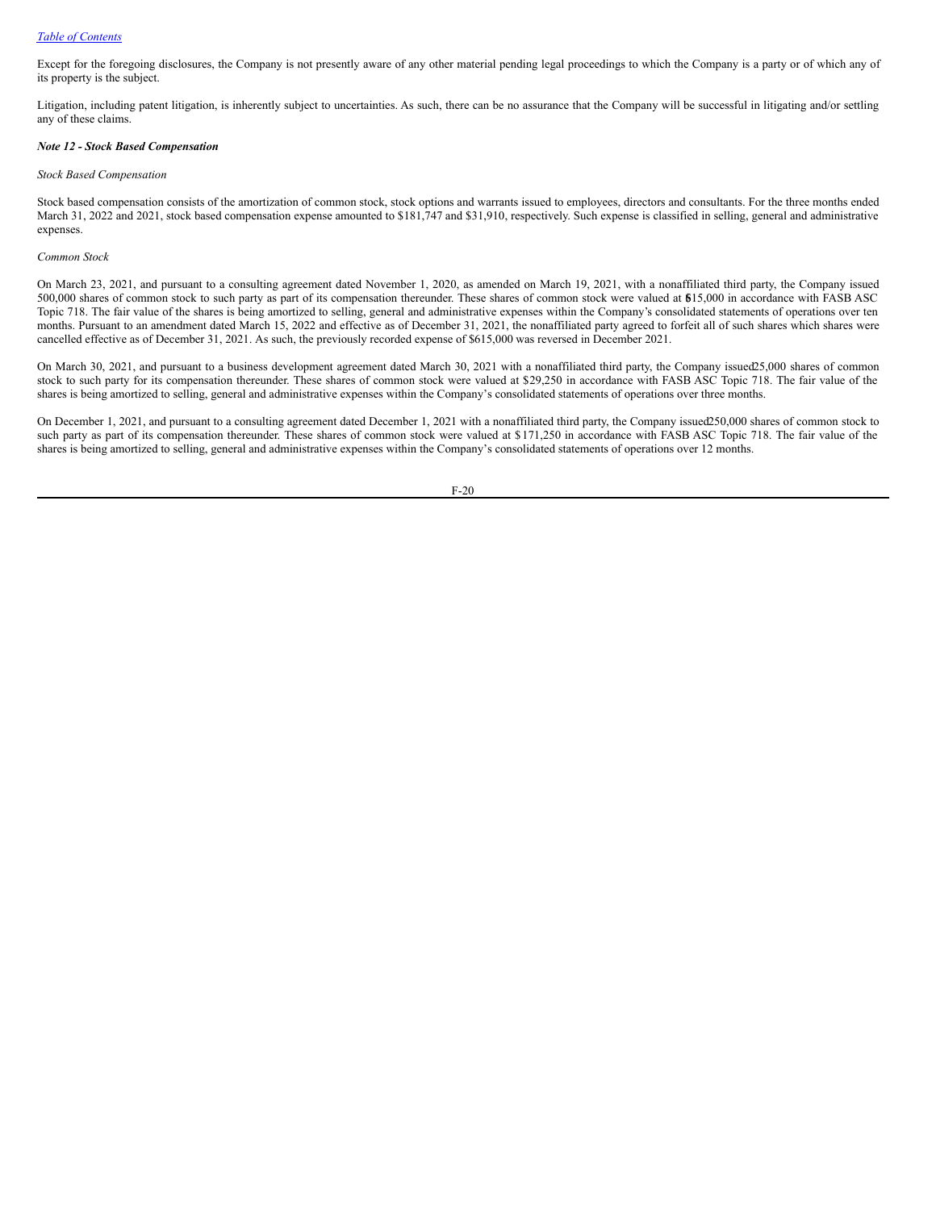Except for the foregoing disclosures, the Company is not presently aware of any other material pending legal proceedings to which the Company is a party or of which any of its property is the subject.

Litigation, including patent litigation, is inherently subject to uncertainties. As such, there can be no assurance that the Company will be successful in litigating and/or settling any of these claims.

***Note 12 - Stock Based Compensation***

*Stock Based Compensation*

Stock based compensation consists of the amortization of common stock, stock options and warrants issued to employees, directors and consultants. For the three months ended March 31, 2022 and 2021, stock based compensation expense amounted to $181,747 and $31,910, respectively. Such expense is classified in selling, general and administrative expenses.

*Common Stock*

On March 23, 2021, and pursuant to a consulting agreement dated November 1, 2020, as amended on March 19, 2021, with a nonaffiliated third party, the Company issued 500,000 shares of common stock to such party as part of its compensation thereunder. These shares of common stock were valued at $615,000 in accordance with FASB ASC Topic 718. The fair value of the shares is being amortized to selling, general and administrative expenses within the Company's consolidated statements of operations over ten months. Pursuant to an amendment dated March 15, 2022 and effective as of December 31, 2021, the nonaffiliated party agreed to forfeit all of such shares which shares were cancelled effective as of December 31, 2021. As such, the previously recorded expense of $615,000 was reversed in December 2021.

On March 30, 2021, and pursuant to a business development agreement dated March 30, 2021 with a nonaffiliated third party, the Company issued 25,000 shares of common stock to such party for its compensation thereunder. These shares of common stock were valued at $29,250 in accordance with FASB ASC Topic 718. The fair value of the shares is being amortized to selling, general and administrative expenses within the Company's consolidated statements of operations over three months.

On December 1, 2021, and pursuant to a consulting agreement dated December 1, 2021 with a nonaffiliated third party, the Company issued 250,000 shares of common stock to such party as part of its compensation thereunder. These shares of common stock were valued at $171,250 in accordance with FASB ASC Topic 718. The fair value of the shares is being amortized to selling, general and administrative expenses within the Company's consolidated statements of operations over 12 months.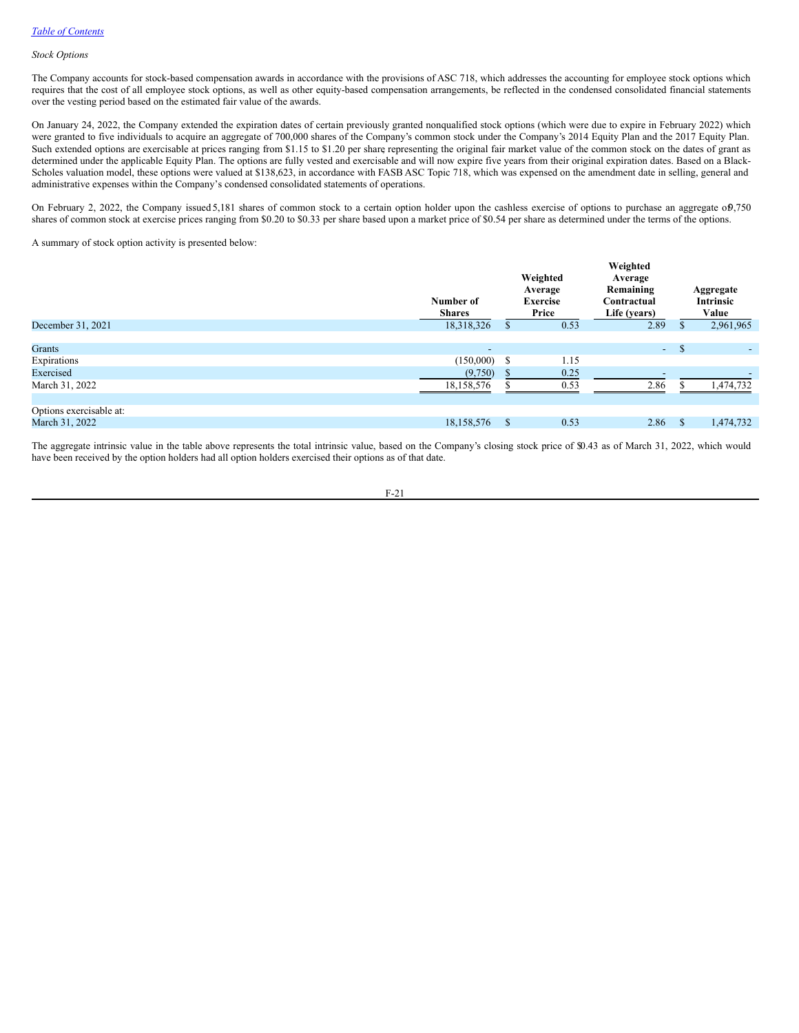*Stock Options*

The Company accounts for stock-based compensation awards in accordance with the provisions of ASC 718, which addresses the accounting for employee stock options which requires that the cost of all employee stock options, as well as other equity-based compensation arrangements, be reflected in the condensed consolidated financial statements over the vesting period based on the estimated fair value of the awards.

On January 24, 2022, the Company extended the expiration dates of certain previously granted nonqualified stock options (which were due to expire in February 2022) which were granted to five individuals to acquire an aggregate of 700,000 shares of the Company's common stock under the Company's 2014 Equity Plan and the 2017 Equity Plan. Such extended options are exercisable at prices ranging from $1.15 to $1.20 per share, representing the original fair market value of the common stock on the dates of grant as determined under the applicable Equity Plan. The options are fully vested and exercisable and will now expire five years from their original expiration dates. Based on a Black-Scholes valuation model, these options were valued at $138,623, in accordance with FASB ASC Topic 718, which was expensed on the amendment date in selling, general and administrative expenses within the Company's condensed consolidated statements of operations.

On February 2, 2022, the Company issued 5,181 shares of common stock to a certain option holder upon the cashless exercise of options to purchase an aggregate of 9,750 shares of common stock at exercise prices ranging from $0.20 to $0.33 per share based upon a market price of $0.54 per share as determined under the terms of the options.

A summary of stock option activity is presented below:

| | Number of Shares | Weighted Average Exercise Price | Weighted Average Remaining Contractual Life (years) | Aggregate Intrinsic Value |
|---|---|---|---|---|
| December 31, 2021 | 18,318,326 | $ 0.53 | 2.89 | $ 2,961,965 |
| | | | | |
| Grants | - | | - | $ - |
| Expirations | (150,000) | $ 1.15 | | |
| Exercised | (9,750) | $ 0.25 | - | - |
| March 31, 2022 | 18,158,576 | $ 0.53 | 2.86 | $ 1,474,732 |
| | | | | |
| Options exercisable at: | | | | |
| March 31, 2022 | 18,158,576 | $ 0.53 | 2.86 | $ 1,474,732 |

The aggregate intrinsic value in the table above represents the total intrinsic value, based on the Company's closing stock price of $0.43 as of March 31, 2022, which would have been received by the option holders had all option holders exercised their options as of that date.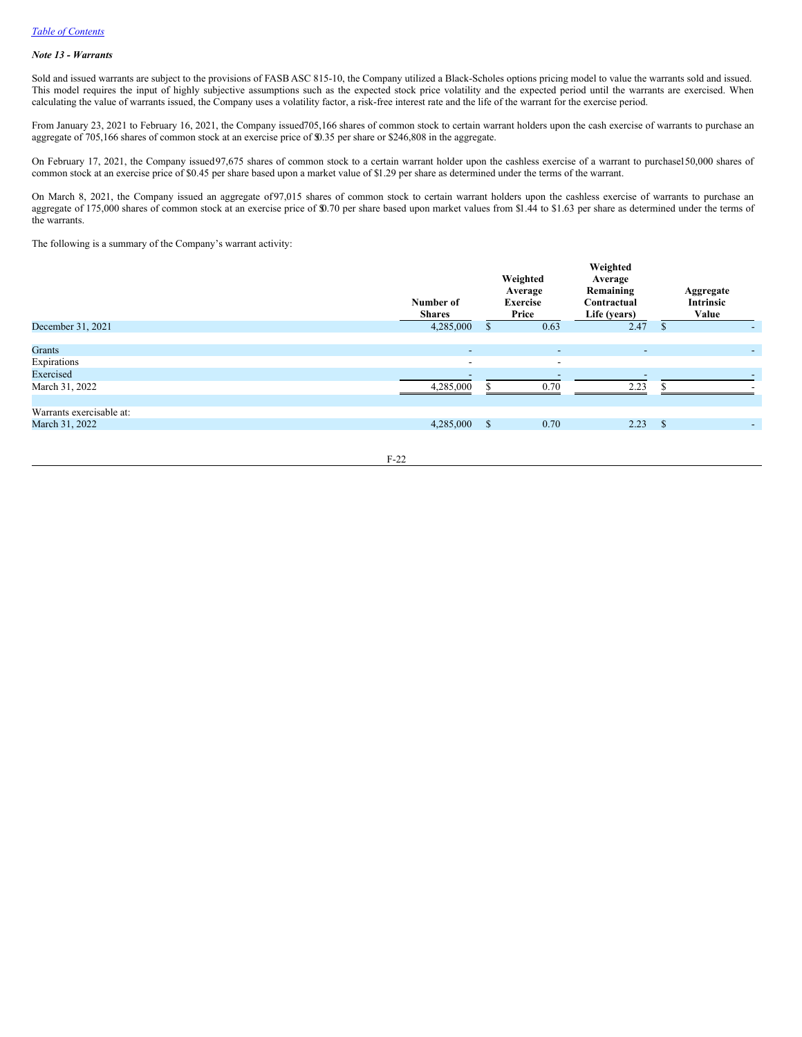*Note 13 - Warrants*

Sold and issued warrants are subject to the provisions of FASB ASC 815-10, the Company utilized a Black-Scholes options pricing model to value the warrants sold and issued. This model requires the input of highly subjective assumptions such as the expected stock price volatility and the expected period until the warrants are exercised. When calculating the value of warrants issued, the Company uses a volatility factor, a risk-free interest rate and the life of the warrant for the exercise period.

From January 23, 2021 to February 16, 2021, the Company issued 705,166 shares of common stock to certain warrant holders upon the cash exercise of warrants to purchase an aggregate of 705,166 shares of common stock at an exercise price of $0.35 per share or $246,808 in the aggregate.

On February 17, 2021, the Company issued 97,675 shares of common stock to a certain warrant holder upon the cashless exercise of a warrant to purchase 150,000 shares of common stock at an exercise price of $0.45 per share based upon a market value of $1.29 per share as determined under the terms of the warrant.

On March 8, 2021, the Company issued an aggregate of 97,015 shares of common stock to certain warrant holders upon the cashless exercise of warrants to purchase an aggregate of 175,000 shares of common stock at an exercise price of $0.70 per share based upon market values from $1.44 to $1.63 per share as determined under the terms of the warrants.

The following is a summary of the Company's warrant activity:

| | Number of Shares | Weighted Average Exercise Price | Weighted Average Remaining Contractual Life (years) | Aggregate Intrinsic Value |
|---|---|---|---|---|
| December 31, 2021 | 4,285,000 | $ 0.63 | 2.47 | $ - |
| | | | | |
| Grants | - | - | - | - |
| Expirations | - | - | | |
| Exercised | - | - | - | - |
| March 31, 2022 | 4,285,000 | $ 0.70 | 2.23 | $ - |
| | | | | |
| Warrants exercisable at: | | | | |
| March 31, 2022 | 4,285,000 | $ 0.70 | 2.23 | $ - |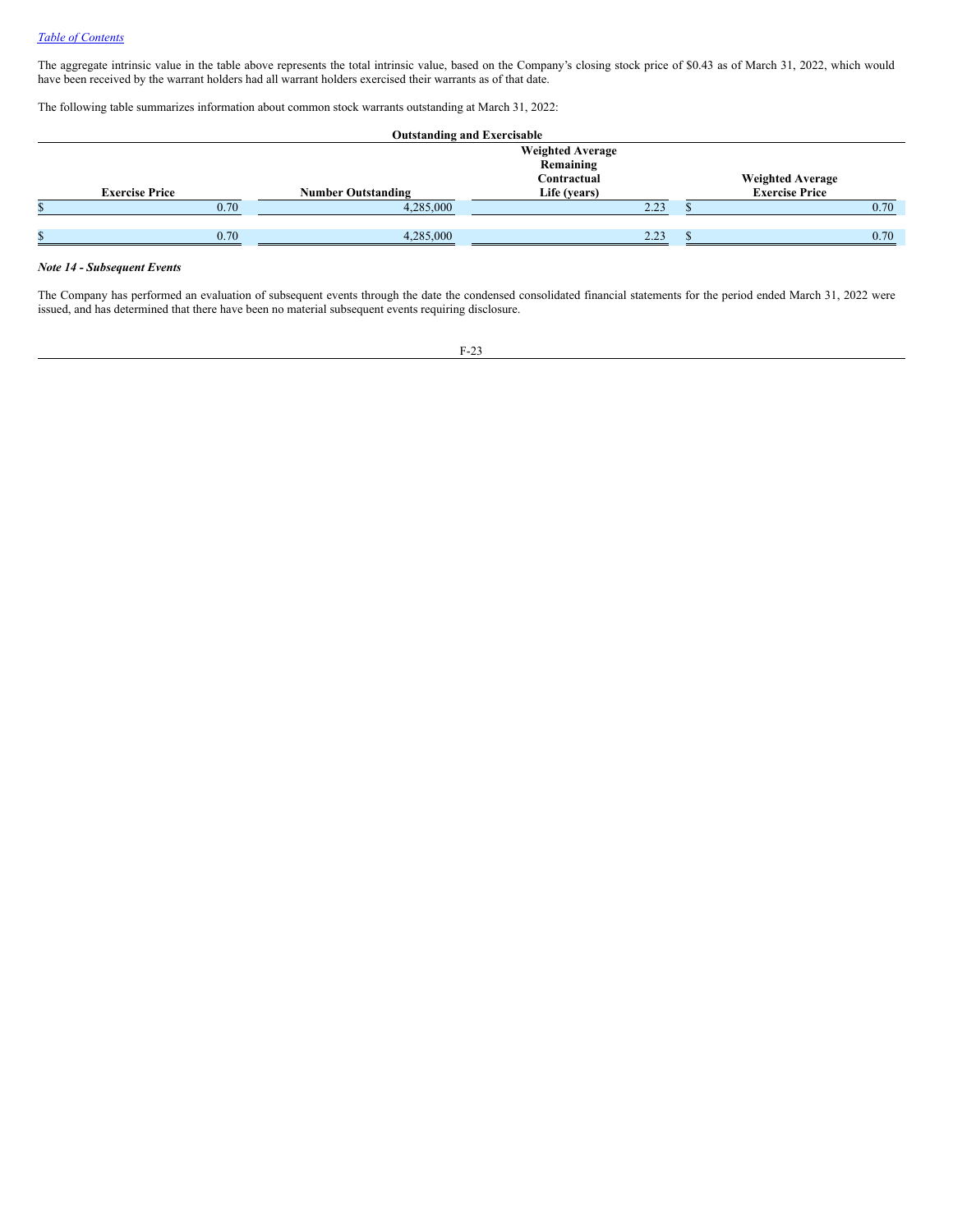The aggregate intrinsic value in the table above represents the total intrinsic value, based on the Company's closing stock price of $0.43 as of March 31, 2022, which would have been received by the warrant holders had all warrant holders exercised their warrants as of that date.

The following table summarizes information about common stock warrants outstanding at March 31, 2022:

| Outstanding and Exercisable | | | |
|---|---|---|---|
| Exercise Price | Number Outstanding | Weighted Average Remaining Contractual Life (years) | Weighted Average Exercise Price |
| $ 0.70 | 4,285,000 | 2.23 | $ 0.70 |
| $ 0.70 | 4,285,000 | 2.23 | $ 0.70 |

***Note 14 - Subsequent Events***

The Company has performed an evaluation of subsequent events through the date the condensed consolidated financial statements for the period ended March 31, 2022 were issued, and has determined that there have been no material subsequent events requiring disclosure.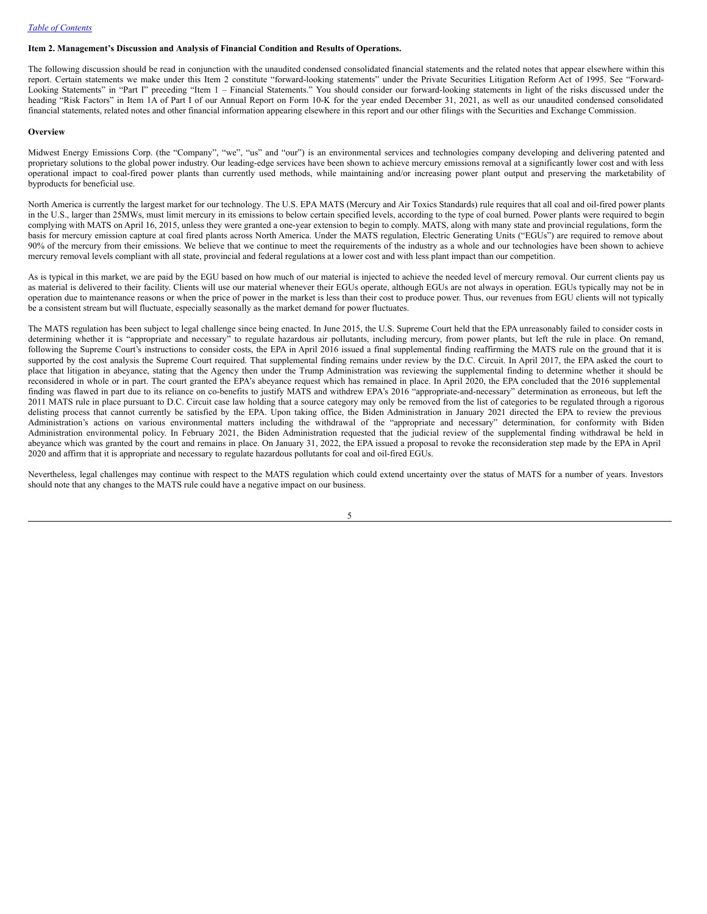### Item 2. Management's Discussion and Analysis of Financial Condition and Results of Operations.

The following discussion should be read in conjunction with the unaudited condensed consolidated financial statements and the related notes that appear elsewhere within this report. Certain statements we make under this Item 2 constitute "forward-looking statements" under the Private Securities Litigation Reform Act of 1995. See "Forward-Looking Statements" in "Part I" preceding "Item 1 – Financial Statements." You should consider our forward-looking statements in light of the risks discussed under the heading "Risk Factors" in Item 1A of Part I of our Annual Report on Form 10-K for the year ended December 31, 2021, as well as our unaudited condensed consolidated financial statements, related notes and other financial information appearing elsewhere in this report and our other filings with the Securities and Exchange Commission.

#### Overview

Midwest Energy Emissions Corp. (the "Company", "we", "us" and "our") is an environmental services and technologies company developing and delivering patented and proprietary solutions to the global power industry. Our leading-edge services have been shown to achieve mercury emissions removal at a significantly lower cost and with less operational impact to coal-fired power plants than currently used methods, while maintaining and/or increasing power plant output and preserving the marketability of byproducts for beneficial use.

North America is currently the largest market for our technology. The U.S. EPA MATS (Mercury and Air Toxics Standards) rule requires that all coal and oil-fired power plants in the U.S., larger than 25MWs, must limit mercury in its emissions to below certain specified levels, according to the type of coal burned. Power plants were required to begin complying with MATS on April 16, 2015, unless they were granted a one-year extension to begin to comply. MATS, along with many state and provincial regulations, form the basis for mercury emission capture at coal fired plants across North America. Under the MATS regulation, Electric Generating Units ("EGUs") are required to remove about 90% of the mercury from their emissions. We believe that we continue to meet the requirements of the industry as a whole and our technologies have been shown to achieve mercury removal levels compliant with all state, provincial and federal regulations at a lower cost and with less plant impact than our competition.

As is typical in this market, we are paid by the EGU based on how much of our material is injected to achieve the needed level of mercury removal. Our current clients pay us as material is delivered to their facility. Clients will use our material whenever their EGUs operate, although EGUs are not always in operation. EGUs typically may not be in operation due to maintenance reasons or when the price of power in the market is less than their cost to produce power. Thus, our revenues from EGU clients will not typically be a consistent stream but will fluctuate, especially seasonally as the market demand for power fluctuates.

The MATS regulation has been subject to legal challenge since being enacted. In June 2015, the U.S. Supreme Court held that the EPA unreasonably failed to consider costs in determining whether it is "appropriate and necessary" to regulate hazardous air pollutants, including mercury, from power plants, but left the rule in place. On remand, following the Supreme Court's instructions to consider costs, the EPA in April 2016 issued a final supplemental finding reaffirming the MATS rule on the ground that it is supported by the cost analysis the Supreme Court required. That supplemental finding remains under review by the D.C. Circuit. In April 2017, the EPA asked the court to place that litigation in abeyance, stating that the Agency then under the Trump Administration was reviewing the supplemental finding to determine whether it should be reconsidered in whole or in part. The court granted the EPA's abeyance request which has remained in place. In April 2020, the EPA concluded that the 2016 supplemental finding was flawed in part due to its reliance on co-benefits to justify MATS and withdrew EPA's 2016 "appropriate-and-necessary" determination as erroneous, but left the 2011 MATS rule in place pursuant to D.C. Circuit case law holding that a source category may only be removed from the list of categories to be regulated through a rigorous delisting process that cannot currently be satisfied by the EPA. Upon taking office, the Biden Administration in January 2021 directed the EPA to review the previous Administration's actions on various environmental matters including the withdrawal of the "appropriate and necessary" determination, for conformity with Biden Administration environmental policy. In February 2021, the Biden Administration requested that the judicial review of the supplemental finding withdrawal be held in abeyance which was granted by the court and remains in place. On January 31, 2022, the EPA issued a proposal to revoke the reconsideration step made by the EPA in April 2020 and affirm that it is appropriate and necessary to regulate hazardous pollutants for coal and oil-fired EGUs.

Nevertheless, legal challenges may continue with respect to the MATS regulation which could extend uncertainty over the status of MATS for a number of years. Investors should note that any changes to the MATS rule could have a negative impact on our business.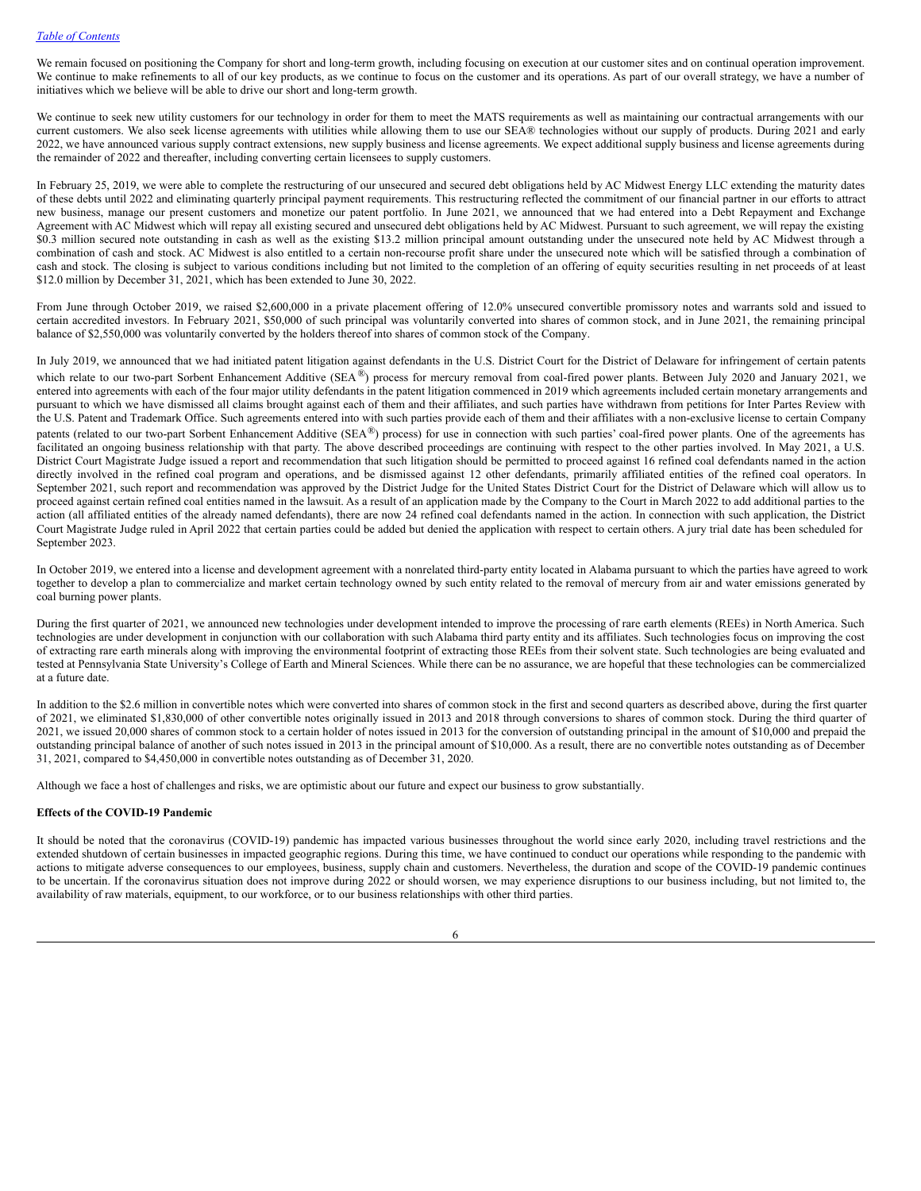We remain focused on positioning the Company for short and long-term growth, including focusing on execution at our customer sites and on continual operation improvement. We continue to make refinements to all of our key products, as we continue to focus on the customer and its operations. As part of our overall strategy, we have a number of initiatives which we believe will be able to drive our short and long-term growth.

We continue to seek new utility customers for our technology in order for them to meet the MATS requirements as well as maintaining our contractual arrangements with our current customers. We also seek license agreements with utilities while allowing them to use our SEA® technologies without our supply of products. During 2021 and early 2022, we have announced various supply contract extensions, new supply business and license agreements. We expect additional supply business and license agreements during the remainder of 2022 and thereafter, including converting certain licensees to supply customers.

In February 25, 2019, we were able to complete the restructuring of our unsecured and secured debt obligations held by AC Midwest Energy LLC extending the maturity dates of these debts until 2022 and eliminating quarterly principal payment requirements. This restructuring reflected the commitment of our financial partner in our efforts to attract new business, manage our present customers and monetize our patent portfolio. In June 2021, we announced that we had entered into a Debt Repayment and Exchange Agreement with AC Midwest which will repay all existing secured and unsecured debt obligations held by AC Midwest. Pursuant to such agreement, we will repay the existing $0.3 million secured note outstanding in cash as well as the existing $13.2 million principal amount outstanding under the unsecured note held by AC Midwest through a combination of cash and stock. AC Midwest is also entitled to a certain non-recourse profit share under the unsecured note which will be satisfied through a combination of cash and stock. The closing is subject to various conditions including but not limited to the completion of an offering of equity securities resulting in net proceeds of at least $12.0 million by December 31, 2021, which has been extended to June 30, 2022.

From June through October 2019, we raised $2,600,000 in a private placement offering of 12.0% unsecured convertible promissory notes and warrants sold and issued to certain accredited investors. In February 2021, $50,000 of such principal was voluntarily converted into shares of common stock, and in June 2021, the remaining principal balance of $2,550,000 was voluntarily converted by the holders thereof into shares of common stock of the Company.

In July 2019, we announced that we had initiated patent litigation against defendants in the U.S. District Court for the District of Delaware for infringement of certain patents which relate to our two-part Sorbent Enhancement Additive (SEA®) process for mercury removal from coal-fired power plants. Between July 2020 and January 2021, we entered into agreements with each of the four major utility defendants in the patent litigation commenced in 2019 which agreements included certain monetary arrangements and pursuant to which we have dismissed all claims brought against each of them and their affiliates, and such parties have withdrawn from petitions for Inter Partes Review with the U.S. Patent and Trademark Office. Such agreements entered into with such parties provide each of them and their affiliates with a non-exclusive license to certain Company patents (related to our two-part Sorbent Enhancement Additive (SEA®) process) for use in connection with such parties' coal-fired power plants. One of the agreements has facilitated an ongoing business relationship with that party. The above described proceedings are continuing with respect to the other parties involved. In May 2021, a U.S. District Court Magistrate Judge issued a report and recommendation that such litigation should be permitted to proceed against 16 refined coal defendants named in the action directly involved in the refined coal program and operations, and be dismissed against 12 other defendants, primarily affiliated entities of the refined coal operators. In September 2021, such report and recommendation was approved by the District Judge for the United States District Court for the District of Delaware which will allow us to proceed against certain refined coal entities named in the lawsuit. As a result of an application made by the Company to the Court in March 2022 to add additional parties to the action (all affiliated entities of the already named defendants), there are now 24 refined coal defendants named in the action. In connection with such application, the District Court Magistrate Judge ruled in April 2022 that certain parties could be added but denied the application with respect to certain others. A jury trial date has been scheduled for September 2023.

In October 2019, we entered into a license and development agreement with a nonrelated third-party entity located in Alabama pursuant to which the parties have agreed to work together to develop a plan to commercialize and market certain technology owned by such entity related to the removal of mercury from air and water emissions generated by coal burning power plants.

During the first quarter of 2021, we announced new technologies under development intended to improve the processing of rare earth elements (REEs) in North America. Such technologies are under development in conjunction with our collaboration with such Alabama third party entity and its affiliates. Such technologies focus on improving the cost of extracting rare earth minerals along with improving the environmental footprint of extracting those REEs from their solvent state. Such technologies are being evaluated and tested at Pennsylvania State University's College of Earth and Mineral Sciences. While there can be no assurance, we are hopeful that these technologies can be commercialized at a future date.

In addition to the $2.6 million in convertible notes which were converted into shares of common stock in the first and second quarters as described above, during the first quarter of 2021, we eliminated $1,830,000 of other convertible notes originally issued in 2013 and 2018 through conversions to shares of common stock. During the third quarter of 2021, we issued 20,000 shares of common stock to a certain holder of notes issued in 2013 for the conversion of outstanding principal in the amount of $10,000 and prepaid the outstanding principal balance of another of such notes issued in 2013 in the principal amount of $10,000. As a result, there are no convertible notes outstanding as of December 31, 2021, compared to $4,450,000 in convertible notes outstanding as of December 31, 2020.

Although we face a host of challenges and risks, we are optimistic about our future and expect our business to grow substantially.

**Effects of the COVID-19 Pandemic**

It should be noted that the coronavirus (COVID-19) pandemic has impacted various businesses throughout the world since early 2020, including travel restrictions and the extended shutdown of certain businesses in impacted geographic regions. During this time, we have continued to conduct our operations while responding to the pandemic with actions to mitigate adverse consequences to our employees, business, supply chain and customers. Nevertheless, the duration and scope of the COVID-19 pandemic continues to be uncertain. If the coronavirus situation does not improve during 2022 or should worsen, we may experience disruptions to our business including, but not limited to, the availability of raw materials, equipment, to our workforce, or to our business relationships with other third parties.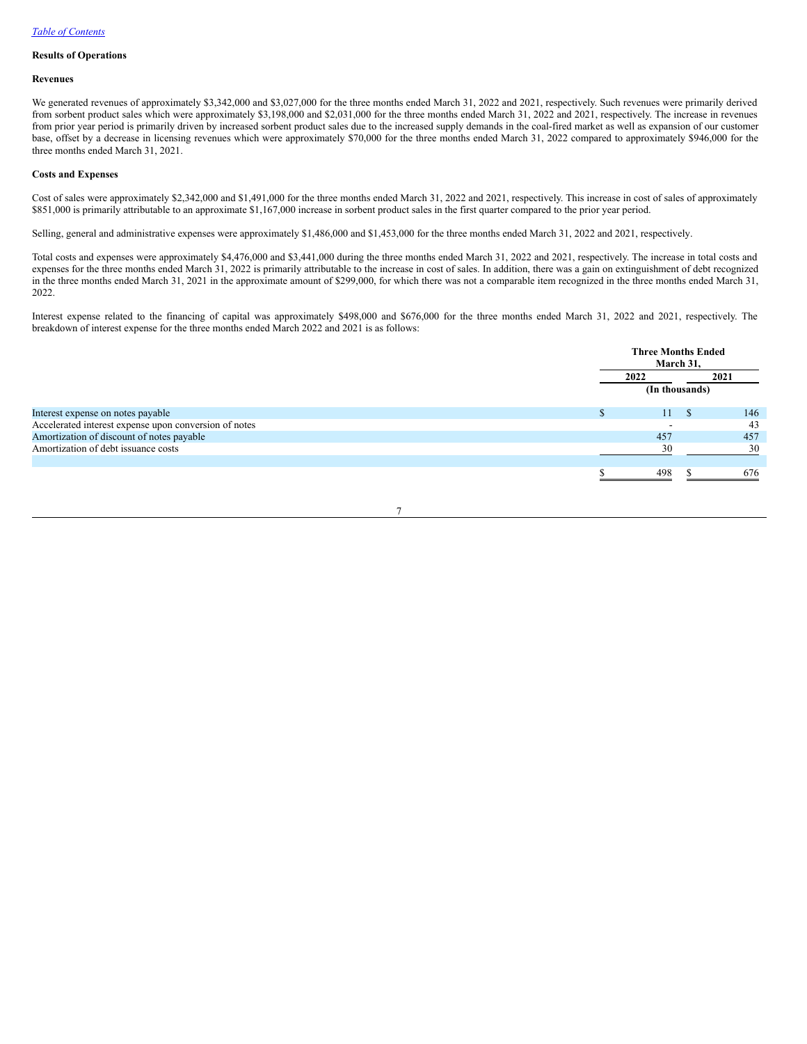## Results of Operations

### Revenues

We generated revenues of approximately $3,342,000 and $3,027,000 for the three months ended March 31, 2022 and 2021, respectively. Such revenues were primarily derived from sorbent product sales which were approximately $3,198,000 and $2,031,000 for the three months ended March 31, 2022 and 2021, respectively. The increase in revenues from prior year period is primarily driven by increased sorbent product sales due to the increased supply demands in the coal-fired market as well as expansion of our customer base, offset by a decrease in licensing revenues which were approximately $70,000 for the three months ended March 31, 2022 compared to approximately $946,000 for the three months ended March 31, 2021.

### Costs and Expenses

Cost of sales were approximately $2,342,000 and $1,491,000 for the three months ended March 31, 2022 and 2021, respectively. This increase in cost of sales of approximately $851,000 is primarily attributable to an approximate $1,167,000 increase in sorbent product sales in the first quarter compared to the prior year period.

Selling, general and administrative expenses were approximately $1,486,000 and $1,453,000 for the three months ended March 31, 2022 and 2021, respectively.

Total costs and expenses were approximately $4,476,000 and $3,441,000 during the three months ended March 31, 2022 and 2021, respectively. The increase in total costs and expenses for the three months ended March 31, 2022 is primarily attributable to the increase in cost of sales. In addition, there was a gain on extinguishment of debt recognized in the three months ended March 31, 2021 in the approximate amount of $299,000, for which there was not a comparable item recognized in the three months ended March 31, 2022.

Interest expense related to the financing of capital was approximately $498,000 and $676,000 for the three months ended March 31, 2022 and 2021, respectively. The breakdown of interest expense for the three months ended March 2022 and 2021 is as follows:

| | Three Months Ended March 31, | |
|---|---|---|
| | 2022 | 2021 |
| | (In thousands) | |
| Interest expense on notes payable | $ 11 | $ 146 |
| Accelerated interest expense upon conversion of notes | - | 43 |
| Amortization of discount of notes payable | 457 | 457 |
| Amortization of debt issuance costs | 30 | 30 |
| | $ 498 | $ 676 |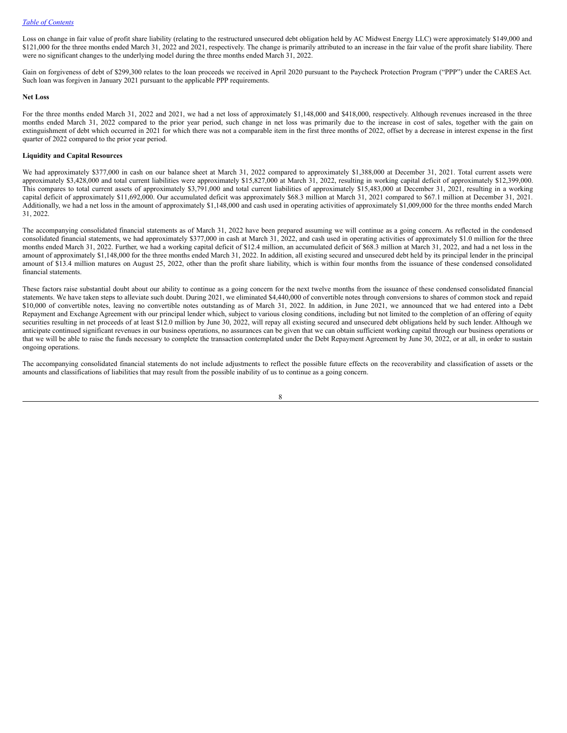Loss on change in fair value of profit share liability (relating to the restructured unsecured debt obligation held by AC Midwest Energy LLC) were approximately $149,000 and $121,000 for the three months ended March 31, 2022 and 2021, respectively. The change is primarily attributed to an increase in the fair value of the profit share liability. There were no significant changes to the underlying model during the three months ended March 31, 2022.

Gain on forgiveness of debt of $299,300 relates to the loan proceeds we received in April 2020 pursuant to the Paycheck Protection Program ("PPP") under the CARES Act. Such loan was forgiven in January 2021 pursuant to the applicable PPP requirements.

**Net Loss**

For the three months ended March 31, 2022 and 2021, we had a net loss of approximately $1,148,000 and $418,000, respectively. Although revenues increased in the three months ended March 31, 2022 compared to the prior year period, such change in net loss was primarily due to the increase in cost of sales, together with the gain on extinguishment of debt which occurred in 2021 for which there was not a comparable item in the first three months of 2022, offset by a decrease in interest expense in the first quarter of 2022 compared to the prior year period.

**Liquidity and Capital Resources**

We had approximately $377,000 in cash on our balance sheet at March 31, 2022 compared to approximately $1,388,000 at December 31, 2021. Total current assets were approximately $3,428,000 and total current liabilities were approximately $15,827,000 at March 31, 2022, resulting in working capital deficit of approximately $12,399,000. This compares to total current assets of approximately $3,791,000 and total current liabilities of approximately $15,483,000 at December 31, 2021, resulting in a working capital deficit of approximately $11,692,000. Our accumulated deficit was approximately $68.3 million at March 31, 2021 compared to $67.1 million at December 31, 2021. Additionally, we had a net loss in the amount of approximately $1,148,000 and cash used in operating activities of approximately $1,009,000 for the three months ended March 31, 2022.

The accompanying consolidated financial statements as of March 31, 2022 have been prepared assuming we will continue as a going concern. As reflected in the condensed consolidated financial statements, we had approximately $377,000 in cash at March 31, 2022, and cash used in operating activities of approximately $1.0 million for the three months ended March 31, 2022. Further, we had a working capital deficit of $12.4 million, an accumulated deficit of $68.3 million at March 31, 2022, and had a net loss in the amount of approximately $1,148,000 for the three months ended March 31, 2022. In addition, all existing secured and unsecured debt held by its principal lender in the principal amount of $13.4 million matures on August 25, 2022, other than the profit share liability, which is within four months from the issuance of these condensed consolidated financial statements.

These factors raise substantial doubt about our ability to continue as a going concern for the next twelve months from the issuance of these condensed consolidated financial statements. We have taken steps to alleviate such doubt. During 2021, we eliminated $4,440,000 of convertible notes through conversions to shares of common stock and repaid $10,000 of convertible notes, leaving no convertible notes outstanding as of March 31, 2022. In addition, in June 2021, we announced that we had entered into a Debt Repayment and Exchange Agreement with our principal lender which, subject to various closing conditions, including but not limited to the completion of an offering of equity securities resulting in net proceeds of at least $12.0 million by June 30, 2022, will repay all existing secured and unsecured debt obligations held by such lender. Although we anticipate continued significant revenues in our business operations, no assurances can be given that we can obtain sufficient working capital through our business operations or that we will be able to raise the funds necessary to complete the transaction contemplated under the Debt Repayment Agreement by June 30, 2022, or at all, in order to sustain ongoing operations.

The accompanying consolidated financial statements do not include adjustments to reflect the possible future effects on the recoverability and classification of assets or the amounts and classifications of liabilities that may result from the possible inability of us to continue as a going concern.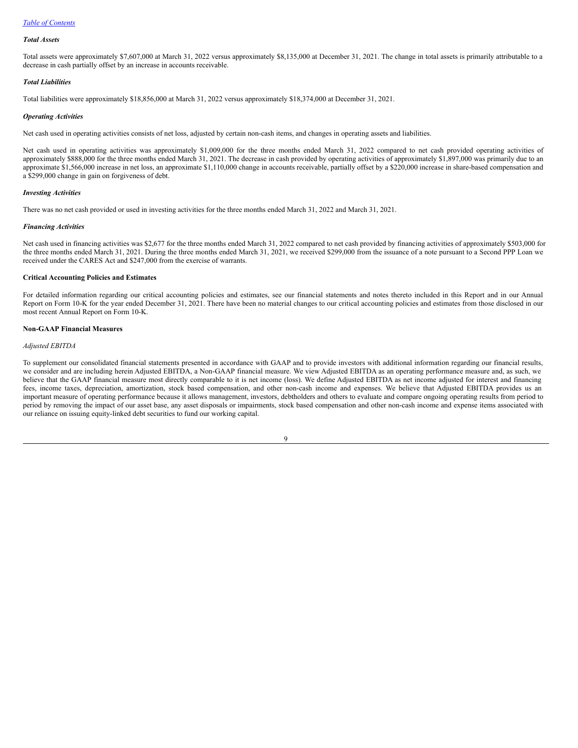*Total Assets*

Total assets were approximately $7,607,000 at March 31, 2022 versus approximately $8,135,000 at December 31, 2021. The change in total assets is primarily attributable to a decrease in cash partially offset by an increase in accounts receivable.

*Total Liabilities*

Total liabilities were approximately $18,856,000 at March 31, 2022 versus approximately $18,374,000 at December 31, 2021.

*Operating Activities*

Net cash used in operating activities consists of net loss, adjusted by certain non-cash items, and changes in operating assets and liabilities.

Net cash used in operating activities was approximately $1,009,000 for the three months ended March 31, 2022 compared to net cash provided operating activities of approximately $888,000 for the three months ended March 31, 2021. The decrease in cash provided by operating activities of approximately $1,897,000 was primarily due to an approximate $1,566,000 increase in net loss, an approximate $1,110,000 change in accounts receivable, partially offset by a $220,000 increase in share-based compensation and a $299,000 change in gain on forgiveness of debt.

*Investing Activities*

There was no net cash provided or used in investing activities for the three months ended March 31, 2022 and March 31, 2021.

*Financing Activities*

Net cash used in financing activities was $2,677 for the three months ended March 31, 2022 compared to net cash provided by financing activities of approximately $503,000 for the three months ended March 31, 2021. During the three months ended March 31, 2021, we received $299,000 from the issuance of a note pursuant to a Second PPP Loan we received under the CARES Act and $247,000 from the exercise of warrants.

**Critical Accounting Policies and Estimates**

For detailed information regarding our critical accounting policies and estimates, see our financial statements and notes thereto included in this Report and in our Annual Report on Form 10-K for the year ended December 31, 2021. There have been no material changes to our critical accounting policies and estimates from those disclosed in our most recent Annual Report on Form 10-K.

**Non-GAAP Financial Measures**

*Adjusted EBITDA*

To supplement our consolidated financial statements presented in accordance with GAAP and to provide investors with additional information regarding our financial results, we consider and are including herein Adjusted EBITDA, a Non-GAAP financial measure. We view Adjusted EBITDA as an operating performance measure and, as such, we believe that the GAAP financial measure most directly comparable to it is net income (loss). We define Adjusted EBITDA as net income adjusted for interest and financing fees, income taxes, depreciation, amortization, stock based compensation, and other non-cash income and expenses. We believe that Adjusted EBITDA provides us an important measure of operating performance because it allows management, investors, debtholders and others to evaluate and compare ongoing operating results from period to period by removing the impact of our asset base, any asset disposals or impairments, stock based compensation and other non-cash income and expense items associated with our reliance on issuing equity-linked debt securities to fund our working capital.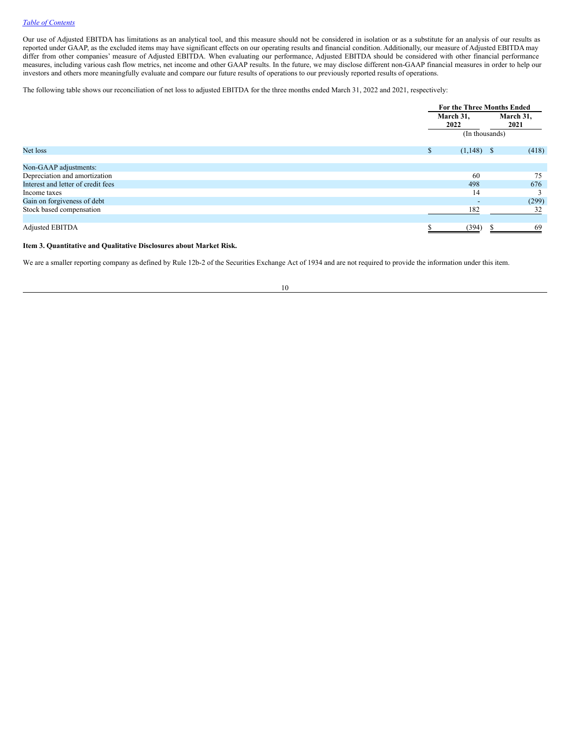Our use of Adjusted EBITDA has limitations as an analytical tool, and this measure should not be considered in isolation or as a substitute for an analysis of our results as reported under GAAP, as the excluded items may have significant effects on our operating results and financial condition. Additionally, our measure of Adjusted EBITDA may differ from other companies' measure of Adjusted EBITDA. When evaluating our performance, Adjusted EBITDA should be considered with other financial performance measures, including various cash flow metrics, net income and other GAAP results. In the future, we may disclose different non-GAAP financial measures in order to help our investors and others more meaningfully evaluate and compare our future results of operations to our previously reported results of operations.

The following table shows our reconciliation of net loss to adjusted EBITDA for the three months ended March 31, 2022 and 2021, respectively:

| | For the Three Months Ended | |
|---|---|---|
| | March 31, 2022 | March 31, 2021 |
| | (In thousands) | |
| Net loss | $ (1,148) | $ (418) |
| Non-GAAP adjustments: | | |
| Depreciation and amortization | 60 | 75 |
| Interest and letter of credit fees | 498 | 676 |
| Income taxes | 14 | 3 |
| Gain on forgiveness of debt | - | (299) |
| Stock based compensation | 182 | 32 |
| Adjusted EBITDA | $ (394) | $ 69 |

**Item 3. Quantitative and Qualitative Disclosures about Market Risk.**

We are a smaller reporting company as defined by Rule 12b-2 of the Securities Exchange Act of 1934 and are not required to provide the information under this item.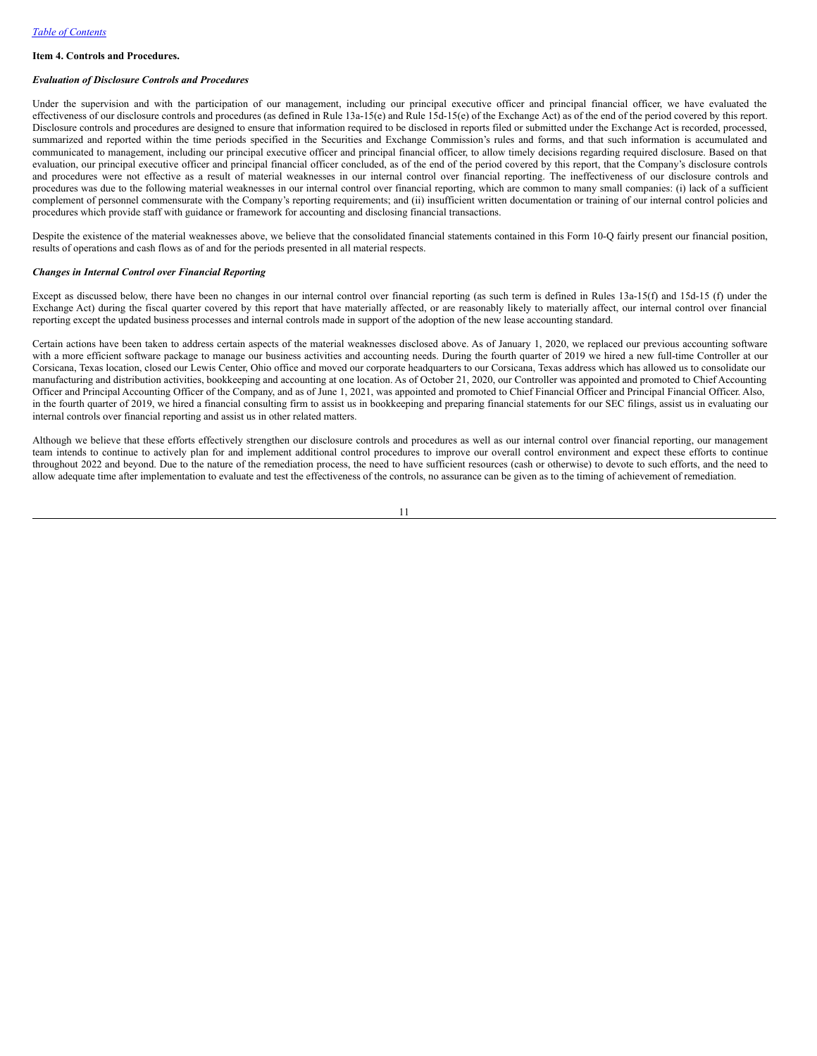### Item 4. Controls and Procedures.

#### *Evaluation of Disclosure Controls and Procedures*

Under the supervision and with the participation of our management, including our principal executive officer and principal financial officer, we have evaluated the effectiveness of our disclosure controls and procedures (as defined in Rule 13a-15(e) and Rule 15d-15(e) of the Exchange Act) as of the end of the period covered by this report. Disclosure controls and procedures are designed to ensure that information required to be disclosed in reports filed or submitted under the Exchange Act is recorded, processed, summarized and reported within the time periods specified in the Securities and Exchange Commission's rules and forms, and that such information is accumulated and communicated to management, including our principal executive officer and principal financial officer, to allow timely decisions regarding required disclosure. Based on that evaluation, our principal executive officer and principal financial officer concluded, as of the end of the period covered by this report, that the Company's disclosure controls and procedures were not effective as a result of material weaknesses in our internal control over financial reporting. The ineffectiveness of our disclosure controls and procedures was due to the following material weaknesses in our internal control over financial reporting, which are common to many small companies: (i) lack of a sufficient complement of personnel commensurate with the Company's reporting requirements; and (ii) insufficient written documentation or training of our internal control policies and procedures which provide staff with guidance or framework for accounting and disclosing financial transactions.

Despite the existence of the material weaknesses above, we believe that the consolidated financial statements contained in this Form 10-Q fairly present our financial position, results of operations and cash flows as of and for the periods presented in all material respects.

#### *Changes in Internal Control over Financial Reporting*

Except as discussed below, there have been no changes in our internal control over financial reporting (as such term is defined in Rules 13a-15(f) and 15d-15 (f) under the Exchange Act) during the fiscal quarter covered by this report that have materially affected, or are reasonably likely to materially affect, our internal control over financial reporting except the updated business processes and internal controls made in support of the adoption of the new lease accounting standard.

Certain actions have been taken to address certain aspects of the material weaknesses disclosed above. As of January 1, 2020, we replaced our previous accounting software with a more efficient software package to manage our business activities and accounting needs. During the fourth quarter of 2019 we hired a new full-time Controller at our Corsicana, Texas location, closed our Lewis Center, Ohio office and moved our corporate headquarters to our Corsicana, Texas address which has allowed us to consolidate our manufacturing and distribution activities, bookkeeping and accounting at one location. As of October 21, 2020, our Controller was appointed and promoted to Chief Accounting Officer and Principal Accounting Officer of the Company, and as of June 1, 2021, was appointed and promoted to Chief Financial Officer and Principal Financial Officer. Also, in the fourth quarter of 2019, we hired a financial consulting firm to assist us in bookkeeping and preparing financial statements for our SEC filings, assist us in evaluating our internal controls over financial reporting and assist us in other related matters.

Although we believe that these efforts effectively strengthen our disclosure controls and procedures as well as our internal control over financial reporting, our management team intends to continue to actively plan for and implement additional control procedures to improve our overall control environment and expect these efforts to continue throughout 2022 and beyond. Due to the nature of the remediation process, the need to have sufficient resources (cash or otherwise) to devote to such efforts, and the need to allow adequate time after implementation to evaluate and test the effectiveness of the controls, no assurance can be given as to the timing of achievement of remediation.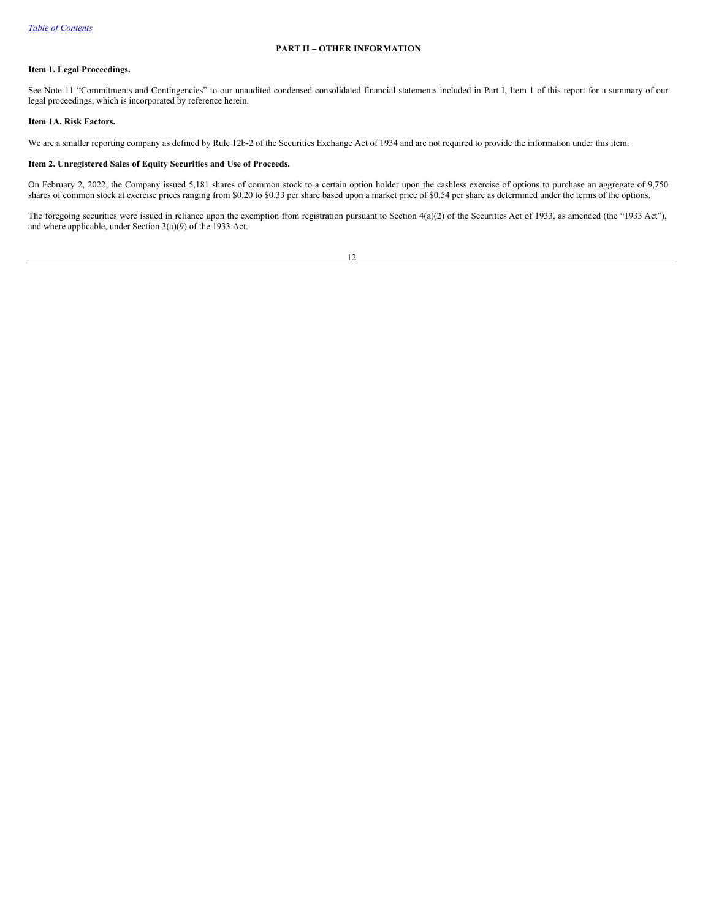## PART II – OTHER INFORMATION

### Item 1. Legal Proceedings.

See Note 11 "Commitments and Contingencies" to our unaudited condensed consolidated financial statements included in Part I, Item 1 of this report for a summary of our legal proceedings, which is incorporated by reference herein.

### Item 1A. Risk Factors.

We are a smaller reporting company as defined by Rule 12b-2 of the Securities Exchange Act of 1934 and are not required to provide the information under this item.

### Item 2. Unregistered Sales of Equity Securities and Use of Proceeds.

On February 2, 2022, the Company issued 5,181 shares of common stock to a certain option holder upon the cashless exercise of options to purchase an aggregate of 9,750 shares of common stock at exercise prices ranging from $0.20 to $0.33 per share based upon a market price of $0.54 per share as determined under the terms of the options.

The foregoing securities were issued in reliance upon the exemption from registration pursuant to Section 4(a)(2) of the Securities Act of 1933, as amended (the "1933 Act"), and where applicable, under Section 3(a)(9) of the 1933 Act.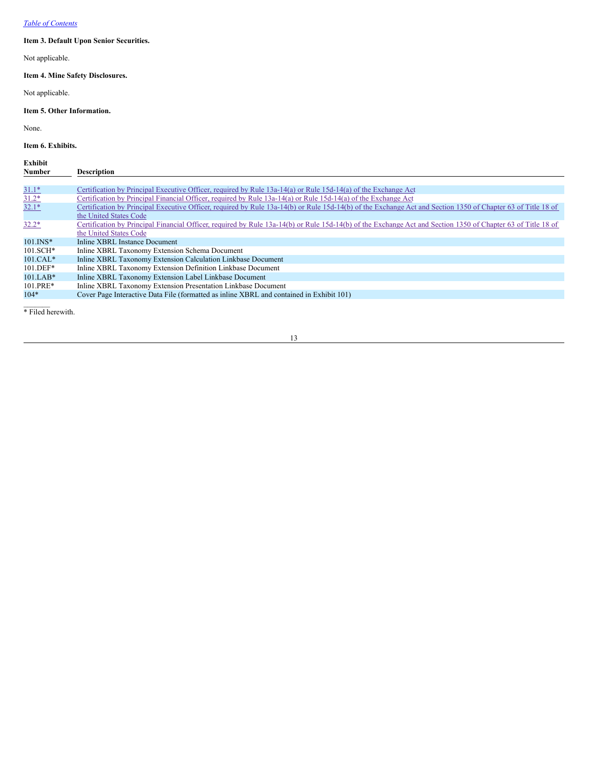### Item 3. Default Upon Senior Securities.

Not applicable.

### Item 4. Mine Safety Disclosures.

Not applicable.

### Item 5. Other Information.

None.

### Item 6. Exhibits.

| Exhibit Number | Description |
|---|---|
| 31.1* | Certification by Principal Executive Officer, required by Rule 13a-14(a) or Rule 15d-14(a) of the Exchange Act |
| 31.2* | Certification by Principal Financial Officer, required by Rule 13a-14(a) or Rule 15d-14(a) of the Exchange Act |
| 32.1* | Certification by Principal Executive Officer, required by Rule 13a-14(b) or Rule 15d-14(b) of the Exchange Act and Section 1350 of Chapter 63 of Title 18 of the United States Code |
| 32.2* | Certification by Principal Financial Officer, required by Rule 13a-14(b) or Rule 15d-14(b) of the Exchange Act and Section 1350 of Chapter 63 of Title 18 of the United States Code |
| 101.INS* | Inline XBRL Instance Document |
| 101.SCH* | Inline XBRL Taxonomy Extension Schema Document |
| 101.CAL* | Inline XBRL Taxonomy Extension Calculation Linkbase Document |
| 101.DEF* | Inline XBRL Taxonomy Extension Definition Linkbase Document |
| 101.LAB* | Inline XBRL Taxonomy Extension Label Linkbase Document |
| 101.PRE* | Inline XBRL Taxonomy Extension Presentation Linkbase Document |
| 104* | Cover Page Interactive Data File (formatted as inline XBRL and contained in Exhibit 101) |

\* Filed herewith.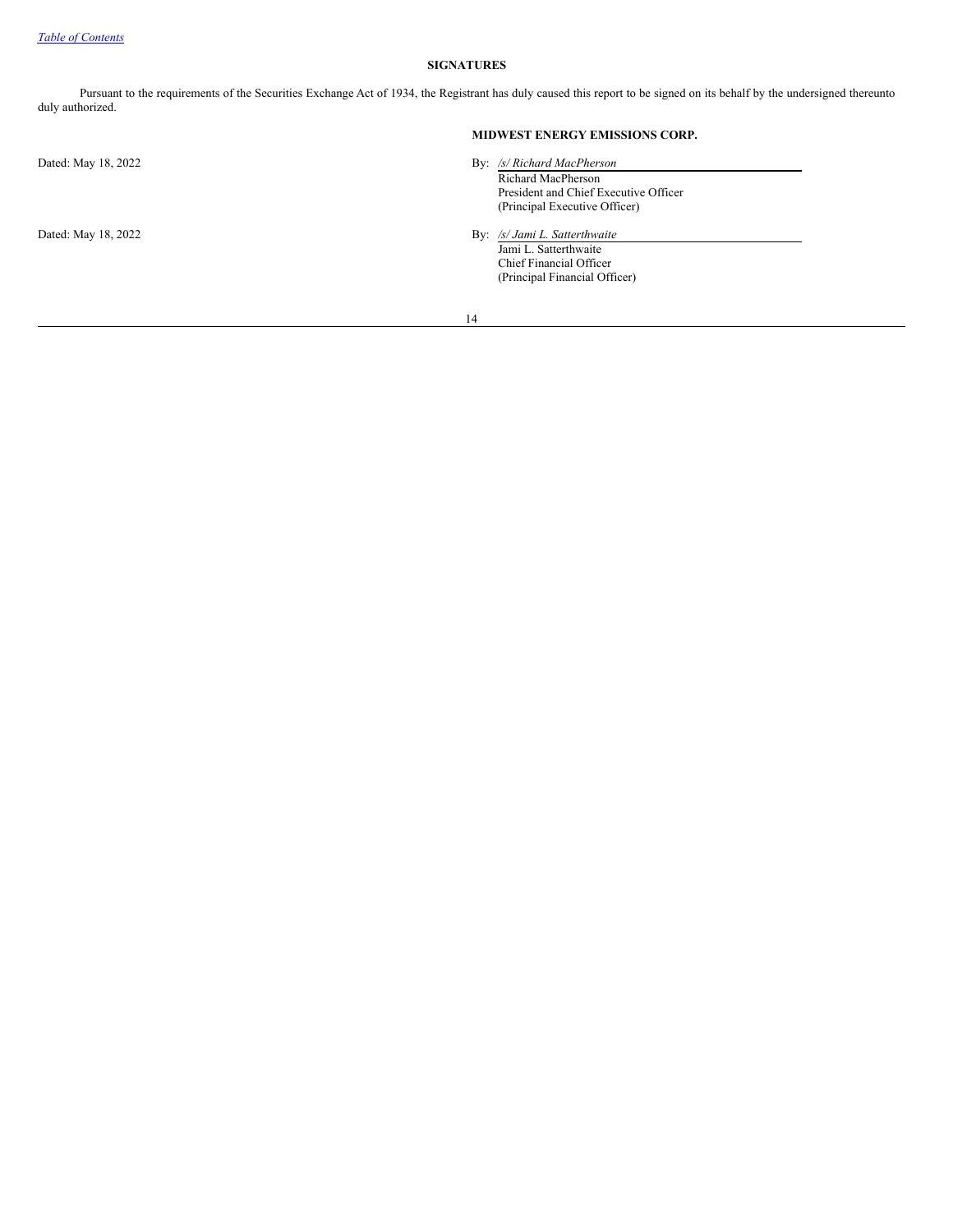## SIGNATURES

Pursuant to the requirements of the Securities Exchange Act of 1934, the Registrant has duly caused this report to be signed on its behalf by the undersigned thereunto duly authorized.

**MIDWEST ENERGY EMISSIONS CORP.**

Dated: May 18, 2022

By: */s/ Richard MacPherson*
Richard MacPherson
President and Chief Executive Officer
(Principal Executive Officer)

Dated: May 18, 2022

By: */s/ Jami L. Satterthwaite*
Jami L. Satterthwaite
Chief Financial Officer
(Principal Financial Officer)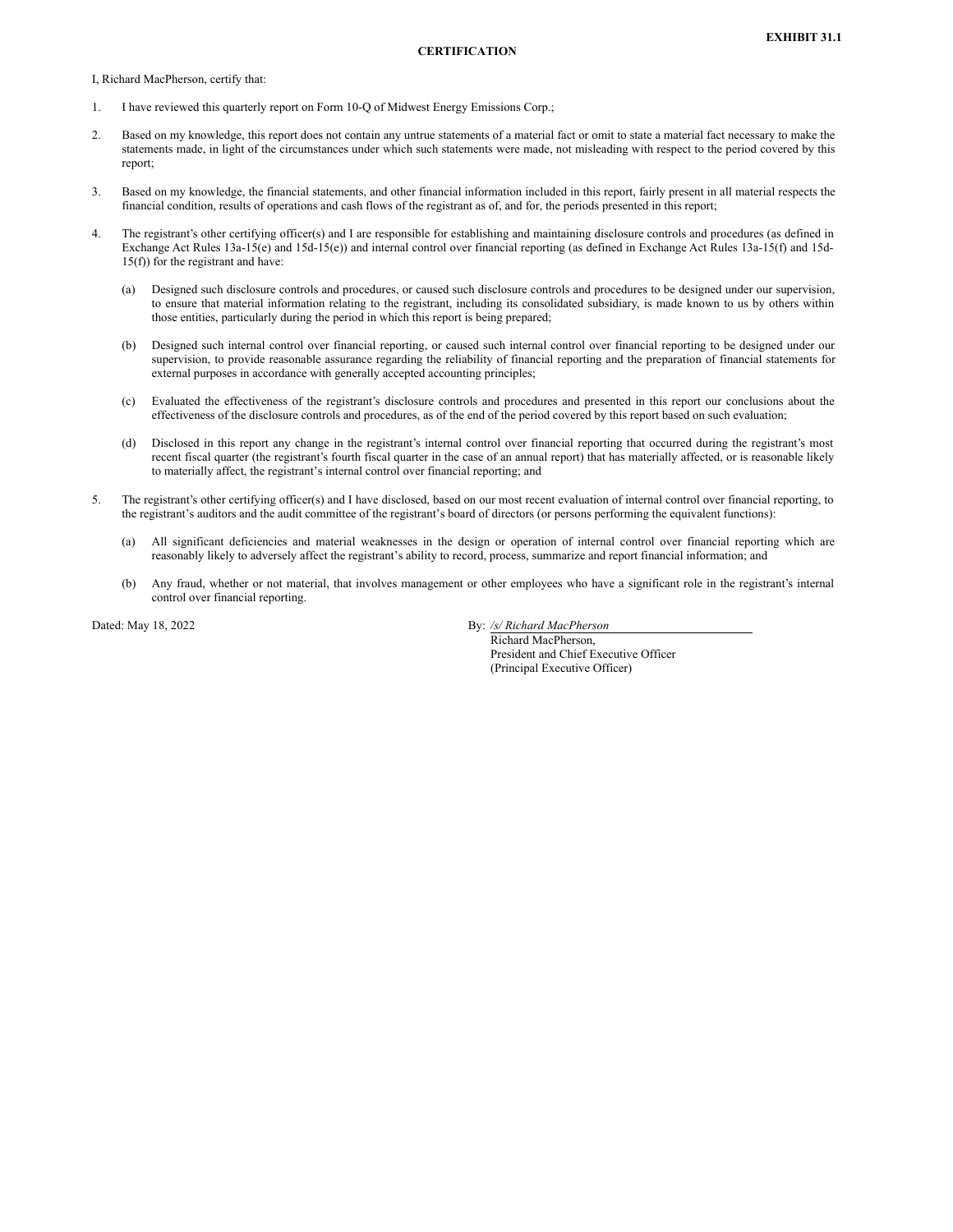**EXHIBIT 31.1**

**CERTIFICATION**

I, Richard MacPherson, certify that:

1. I have reviewed this quarterly report on Form 10-Q of Midwest Energy Emissions Corp.;

2. Based on my knowledge, this report does not contain any untrue statements of a material fact or omit to state a material fact necessary to make the statements made, in light of the circumstances under which such statements were made, not misleading with respect to the period covered by this report;

3. Based on my knowledge, the financial statements, and other financial information included in this report, fairly present in all material respects the financial condition, results of operations and cash flows of the registrant as of, and for, the periods presented in this report;

4. The registrant's other certifying officer(s) and I are responsible for establishing and maintaining disclosure controls and procedures (as defined in Exchange Act Rules 13a-15(e) and 15d-15(e)) and internal control over financial reporting (as defined in Exchange Act Rules 13a-15(f) and 15d-15(f)) for the registrant and have:

   (a) Designed such disclosure controls and procedures, or caused such disclosure controls and procedures to be designed under our supervision, to ensure that material information relating to the registrant, including its consolidated subsidiary, is made known to us by others within those entities, particularly during the period in which this report is being prepared;

   (b) Designed such internal control over financial reporting, or caused such internal control over financial reporting to be designed under our supervision, to provide reasonable assurance regarding the reliability of financial reporting and the preparation of financial statements for external purposes in accordance with generally accepted accounting principles;

   (c) Evaluated the effectiveness of the registrant's disclosure controls and procedures and presented in this report our conclusions about the effectiveness of the disclosure controls and procedures, as of the end of the period covered by this report based on such evaluation;

   (d) Disclosed in this report any change in the registrant's internal control over financial reporting that occurred during the registrant's most recent fiscal quarter (the registrant's fourth fiscal quarter in the case of an annual report) that has materially affected, or is reasonable likely to materially affect, the registrant's internal control over financial reporting; and

5. The registrant's other certifying officer(s) and I have disclosed, based on our most recent evaluation of internal control over financial reporting, to the registrant's auditors and the audit committee of the registrant's board of directors (or persons performing the equivalent functions):

   (a) All significant deficiencies and material weaknesses in the design or operation of internal control over financial reporting which are reasonably likely to adversely affect the registrant's ability to record, process, summarize and report financial information; and

   (b) Any fraud, whether or not material, that involves management or other employees who have a significant role in the registrant's internal control over financial reporting.

Dated: May 18, 2022

By: */s/ Richard MacPherson*
Richard MacPherson,
President and Chief Executive Officer
(Principal Executive Officer)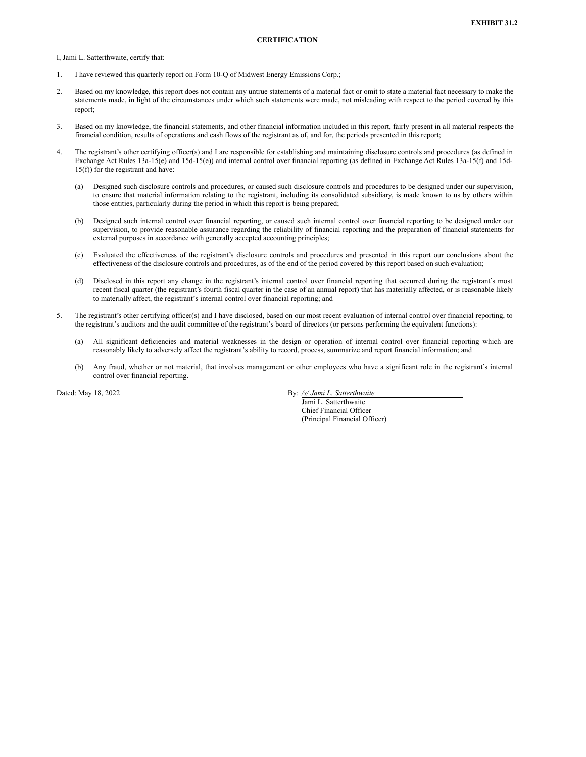**EXHIBIT 31.2**

**CERTIFICATION**

I, Jami L. Satterthwaite, certify that:

1. I have reviewed this quarterly report on Form 10-Q of Midwest Energy Emissions Corp.;

2. Based on my knowledge, this report does not contain any untrue statements of a material fact or omit to state a material fact necessary to make the statements made, in light of the circumstances under which such statements were made, not misleading with respect to the period covered by this report;

3. Based on my knowledge, the financial statements, and other financial information included in this report, fairly present in all material respects the financial condition, results of operations and cash flows of the registrant as of, and for, the periods presented in this report;

4. The registrant's other certifying officer(s) and I are responsible for establishing and maintaining disclosure controls and procedures (as defined in Exchange Act Rules 13a-15(e) and 15d-15(e)) and internal control over financial reporting (as defined in Exchange Act Rules 13a-15(f) and 15d-15(f)) for the registrant and have:

   (a) Designed such disclosure controls and procedures, or caused such disclosure controls and procedures to be designed under our supervision, to ensure that material information relating to the registrant, including its consolidated subsidiary, is made known to us by others within those entities, particularly during the period in which this report is being prepared;

   (b) Designed such internal control over financial reporting, or caused such internal control over financial reporting to be designed under our supervision, to provide reasonable assurance regarding the reliability of financial reporting and the preparation of financial statements for external purposes in accordance with generally accepted accounting principles;

   (c) Evaluated the effectiveness of the registrant's disclosure controls and procedures and presented in this report our conclusions about the effectiveness of the disclosure controls and procedures, as of the end of the period covered by this report based on such evaluation;

   (d) Disclosed in this report any change in the registrant's internal control over financial reporting that occurred during the registrant's most recent fiscal quarter (the registrant's fourth fiscal quarter in the case of an annual report) that has materially affected, or is reasonable likely to materially affect, the registrant's internal control over financial reporting; and

5. The registrant's other certifying officer(s) and I have disclosed, based on our most recent evaluation of internal control over financial reporting, to the registrant's auditors and the audit committee of the registrant's board of directors (or persons performing the equivalent functions):

   (a) All significant deficiencies and material weaknesses in the design or operation of internal control over financial reporting which are reasonably likely to adversely affect the registrant's ability to record, process, summarize and report financial information; and

   (b) Any fraud, whether or not material, that involves management or other employees who have a significant role in the registrant's internal control over financial reporting.

Dated: May 18, 2022

By: */s/ Jami L. Satterthwaite*
Jami L. Satterthwaite
Chief Financial Officer
(Principal Financial Officer)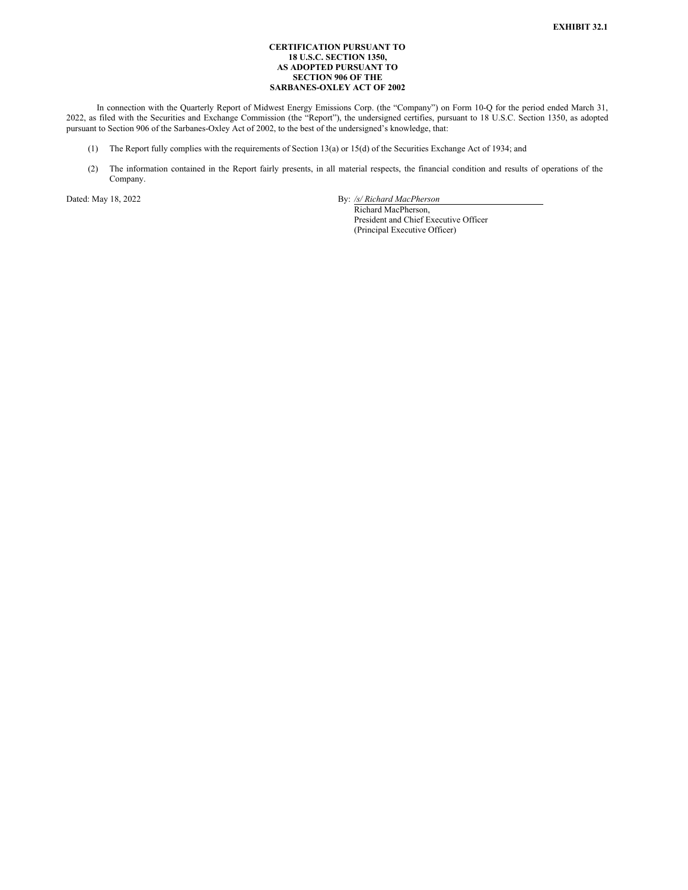**EXHIBIT 32.1**

**CERTIFICATION PURSUANT TO**
**18 U.S.C. SECTION 1350,**
**AS ADOPTED PURSUANT TO**
**SECTION 906 OF THE**
**SARBANES-OXLEY ACT OF 2002**

In connection with the Quarterly Report of Midwest Energy Emissions Corp. (the "Company") on Form 10-Q for the period ended March 31, 2022, as filed with the Securities and Exchange Commission (the "Report"), the undersigned certifies, pursuant to 18 U.S.C. Section 1350, as adopted pursuant to Section 906 of the Sarbanes-Oxley Act of 2002, to the best of the undersigned's knowledge, that:

(1) The Report fully complies with the requirements of Section 13(a) or 15(d) of the Securities Exchange Act of 1934; and

(2) The information contained in the Report fairly presents, in all material respects, the financial condition and results of operations of the Company.

Dated: May 18, 2022

By: */s/ Richard MacPherson*
Richard MacPherson,
President and Chief Executive Officer
(Principal Executive Officer)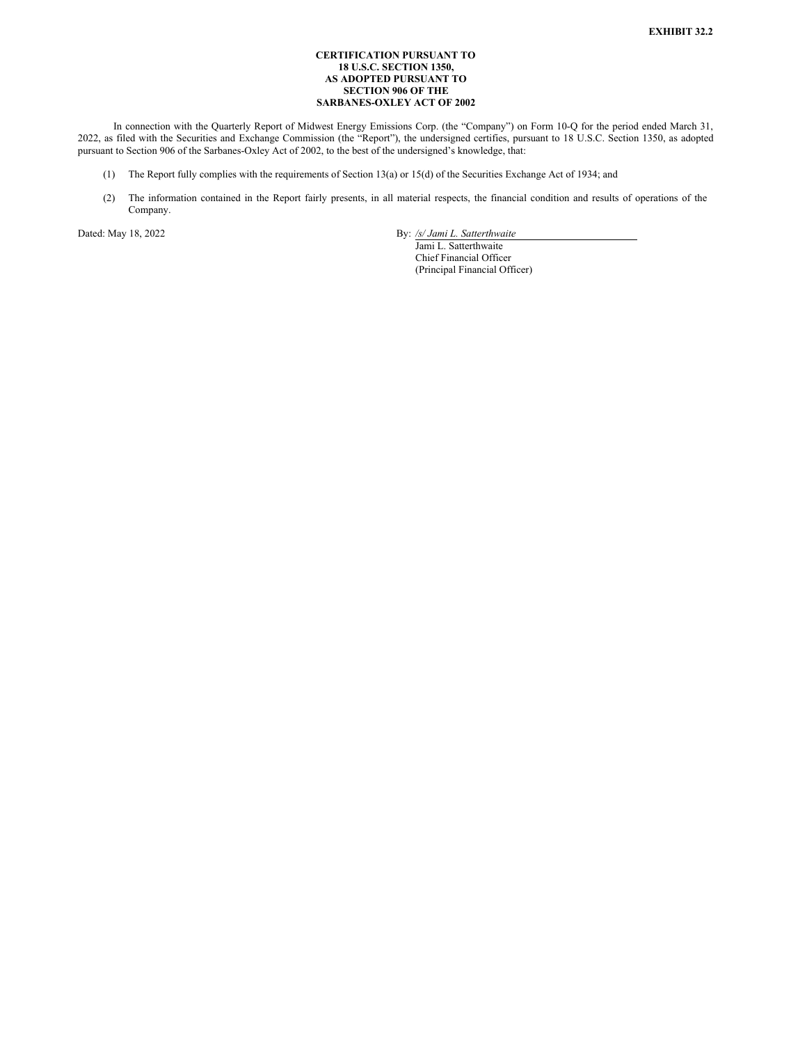**EXHIBIT 32.2**

**CERTIFICATION PURSUANT TO**
**18 U.S.C. SECTION 1350,**
**AS ADOPTED PURSUANT TO**
**SECTION 906 OF THE**
**SARBANES-OXLEY ACT OF 2002**

In connection with the Quarterly Report of Midwest Energy Emissions Corp. (the "Company") on Form 10-Q for the period ended March 31, 2022, as filed with the Securities and Exchange Commission (the "Report"), the undersigned certifies, pursuant to 18 U.S.C. Section 1350, as adopted pursuant to Section 906 of the Sarbanes-Oxley Act of 2002, to the best of the undersigned's knowledge, that:

(1) The Report fully complies with the requirements of Section 13(a) or 15(d) of the Securities Exchange Act of 1934; and

(2) The information contained in the Report fairly presents, in all material respects, the financial condition and results of operations of the Company.

Dated: May 18, 2022

By: */s/ Jami L. Satterthwaite*
Jami L. Satterthwaite
Chief Financial Officer
(Principal Financial Officer)